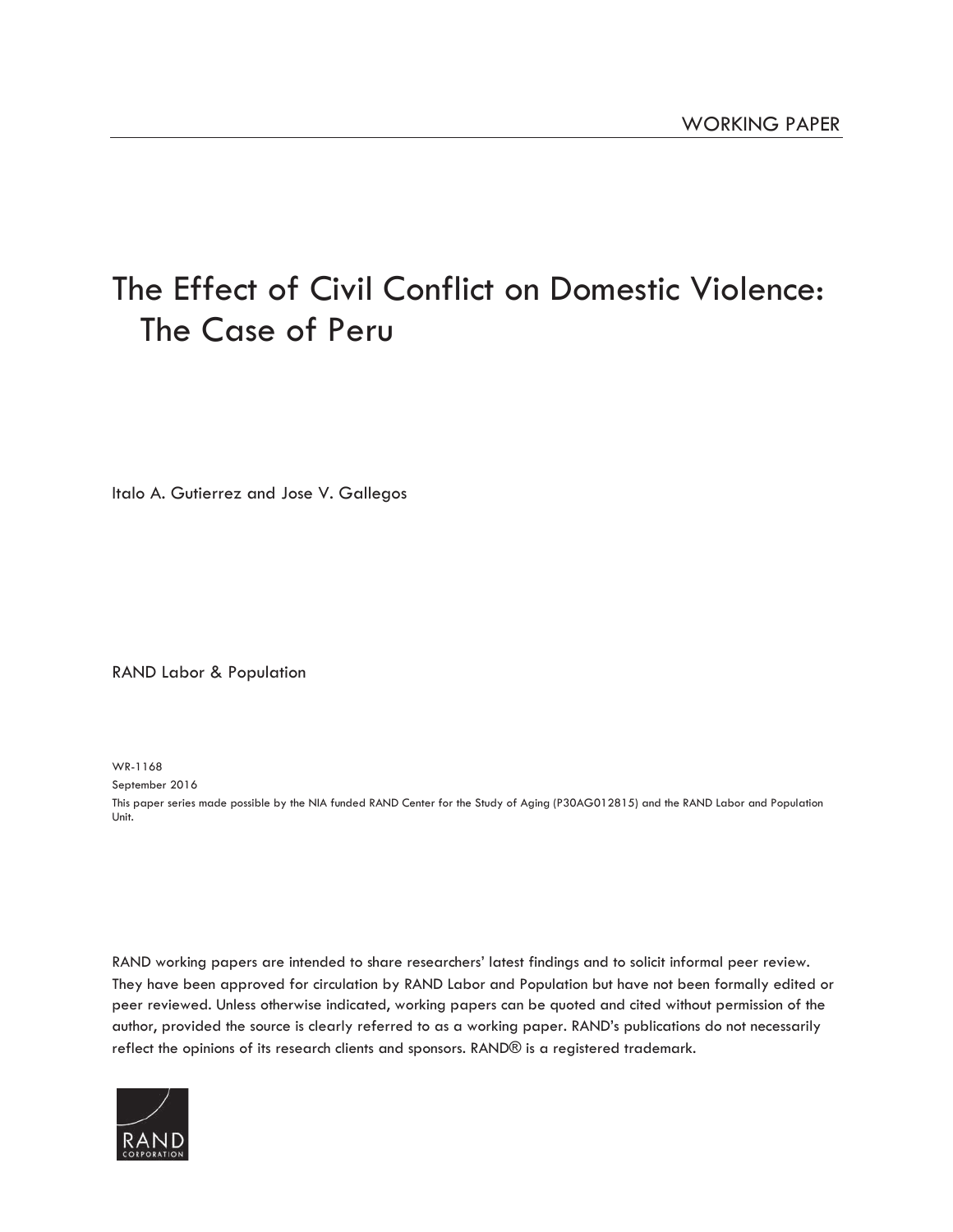WORKING PAPER

# The Effect of Civil Conflict on Domestic Violence: The Case of Peru

Italo A. Gutierrez and Jose V. Gallegos

RAND Labor & Population

WR-1168

September 2016

This paper series made possible by the NIA funded RAND Center for the Study of Aging (P30AG012815) and the RAND Labor and Population Unit.

RAND working papers are intended to share researchers' latest findings and to solicit informal peer review. They have been approved for circulation by RAND Labor and Population but have not been formally edited or peer reviewed. Unless otherwise indicated, working papers can be quoted and cited without permission of the author, provided the source is clearly referred to as a working paper. RAND's publications do not necessarily reflect the opinions of its research clients and sponsors. RAND® is a registered trademark.

RAND CORPORATION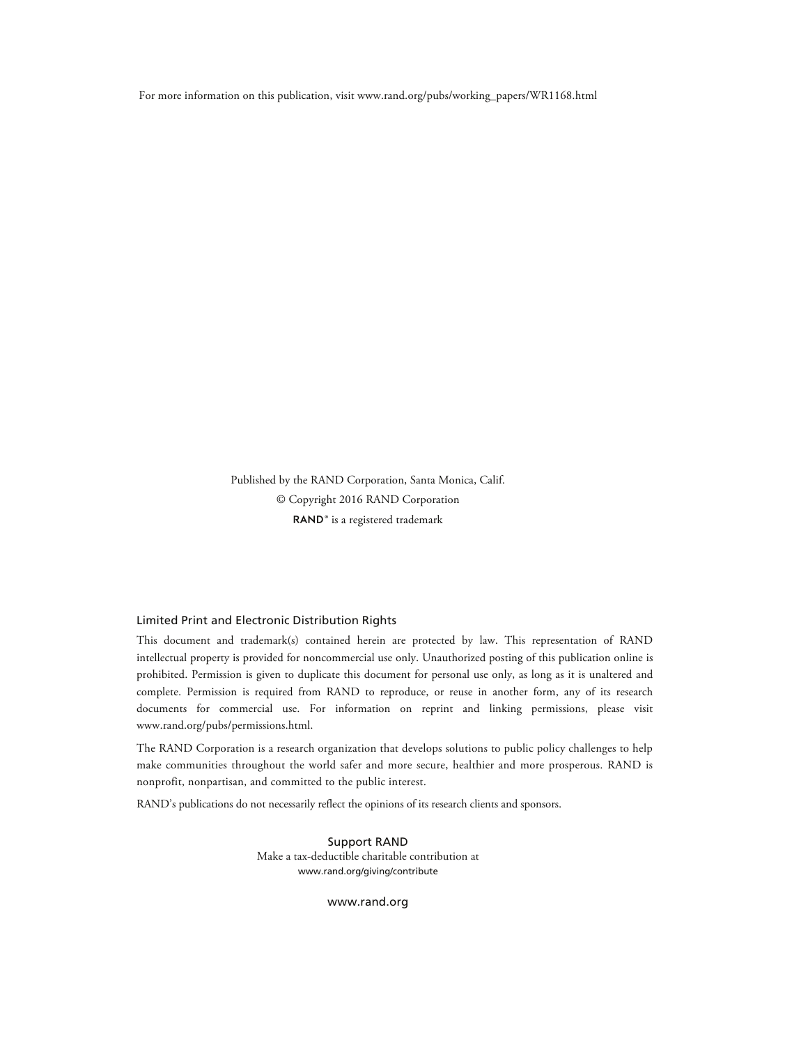For more information on this publication, visit www.rand.org/pubs/working_papers/WR1168.html

Published by the RAND Corporation, Santa Monica, Calif.

© Copyright 2016 RAND Corporation

RAND® is a registered trademark

### Limited Print and Electronic Distribution Rights

This document and trademark(s) contained herein are protected by law. This representation of RAND intellectual property is provided for noncommercial use only. Unauthorized posting of this publication online is prohibited. Permission is given to duplicate this document for personal use only, as long as it is unaltered and complete. Permission is required from RAND to reproduce, or reuse in another form, any of its research documents for commercial use. For information on reprint and linking permissions, please visit www.rand.org/pubs/permissions.html.

The RAND Corporation is a research organization that develops solutions to public policy challenges to help make communities throughout the world safer and more secure, healthier and more prosperous. RAND is nonprofit, nonpartisan, and committed to the public interest.

RAND's publications do not necessarily reflect the opinions of its research clients and sponsors.

Support RAND

Make a tax-deductible charitable contribution at

www.rand.org/giving/contribute

www.rand.org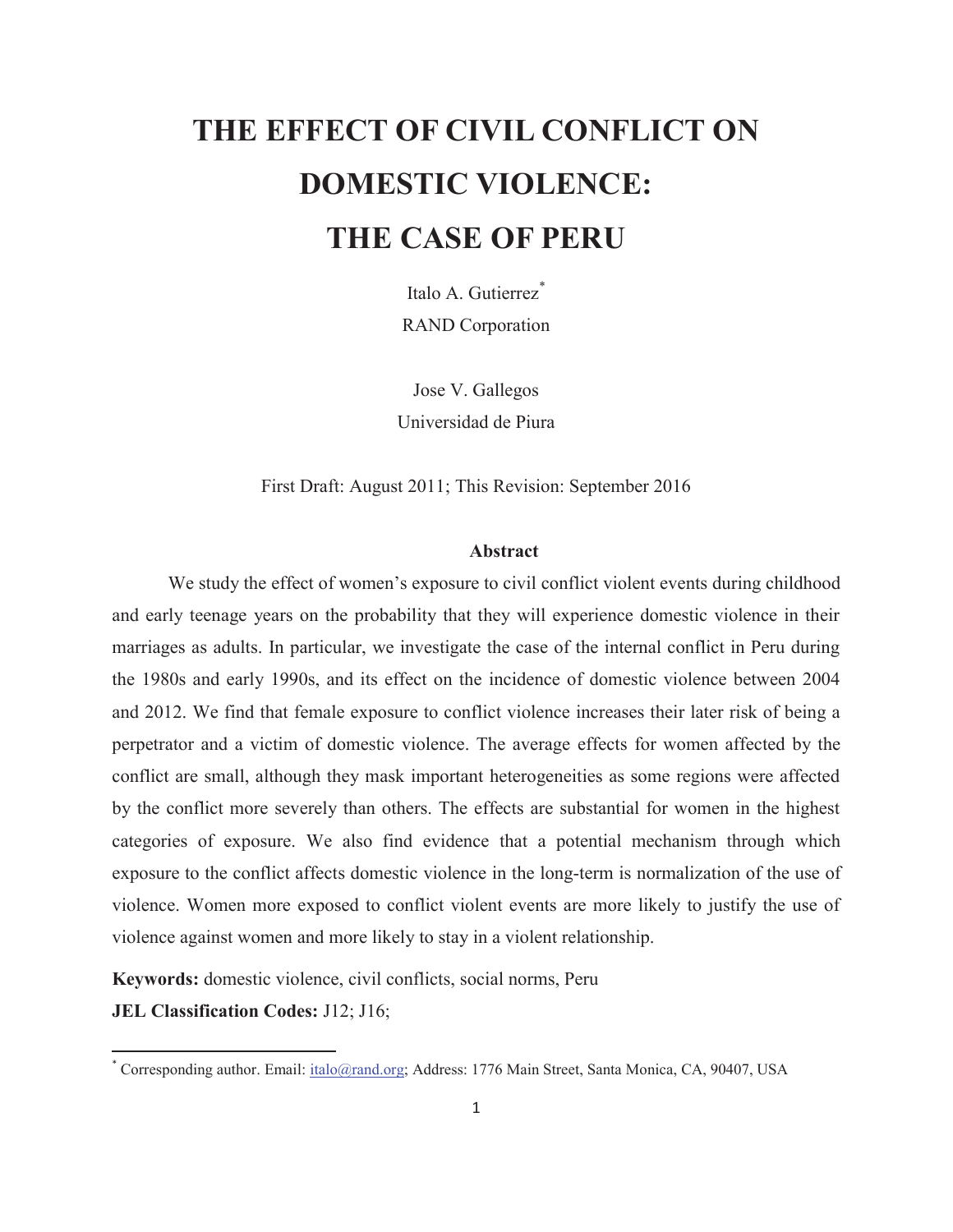# THE EFFECT OF CIVIL CONFLICT ON DOMESTIC VIOLENCE: THE CASE OF PERU

Italo A. Gutierrez[*]

RAND Corporation

Jose V. Gallegos

Universidad de Piura

First Draft: August 2011; This Revision: September 2016

**Abstract**

We study the effect of women's exposure to civil conflict violent events during childhood and early teenage years on the probability that they will experience domestic violence in their marriages as adults. In particular, we investigate the case of the internal conflict in Peru during the 1980s and early 1990s, and its effect on the incidence of domestic violence between 2004 and 2012. We find that female exposure to conflict violence increases their later risk of being a perpetrator and a victim of domestic violence. The average effects for women affected by the conflict are small, although they mask important heterogeneities as some regions were affected by the conflict more severely than others. The effects are substantial for women in the highest categories of exposure. We also find evidence that a potential mechanism through which exposure to the conflict affects domestic violence in the long-term is normalization of the use of violence. Women more exposed to conflict violent events are more likely to justify the use of violence against women and more likely to stay in a violent relationship.

**Keywords:** domestic violence, civil conflicts, social norms, Peru

**JEL Classification Codes:** J12; J16;

[*] Corresponding author. Email: italo@rand.org; Address: 1776 Main Street, Santa Monica, CA, 90407, USA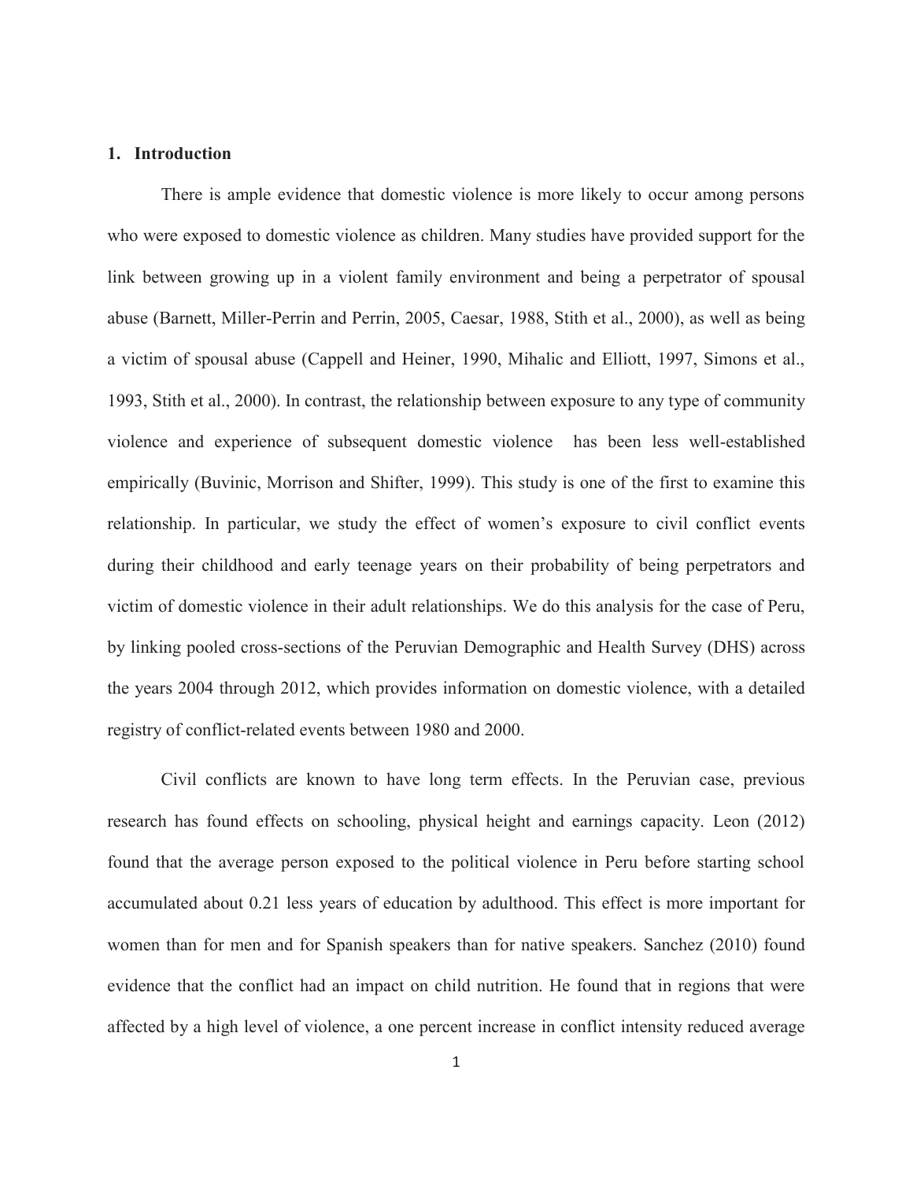## 1. Introduction

There is ample evidence that domestic violence is more likely to occur among persons who were exposed to domestic violence as children. Many studies have provided support for the link between growing up in a violent family environment and being a perpetrator of spousal abuse (Barnett, Miller-Perrin and Perrin, 2005, Caesar, 1988, Stith et al., 2000), as well as being a victim of spousal abuse (Cappell and Heiner, 1990, Mihalic and Elliott, 1997, Simons et al., 1993, Stith et al., 2000). In contrast, the relationship between exposure to any type of community violence and experience of subsequent domestic violence has been less well-established empirically (Buvinic, Morrison and Shifter, 1999). This study is one of the first to examine this relationship. In particular, we study the effect of women's exposure to civil conflict events during their childhood and early teenage years on their probability of being perpetrators and victim of domestic violence in their adult relationships. We do this analysis for the case of Peru, by linking pooled cross-sections of the Peruvian Demographic and Health Survey (DHS) across the years 2004 through 2012, which provides information on domestic violence, with a detailed registry of conflict-related events between 1980 and 2000.

Civil conflicts are known to have long term effects. In the Peruvian case, previous research has found effects on schooling, physical height and earnings capacity. Leon (2012) found that the average person exposed to the political violence in Peru before starting school accumulated about 0.21 less years of education by adulthood. This effect is more important for women than for men and for Spanish speakers than for native speakers. Sanchez (2010) found evidence that the conflict had an impact on child nutrition. He found that in regions that were affected by a high level of violence, a one percent increase in conflict intensity reduced average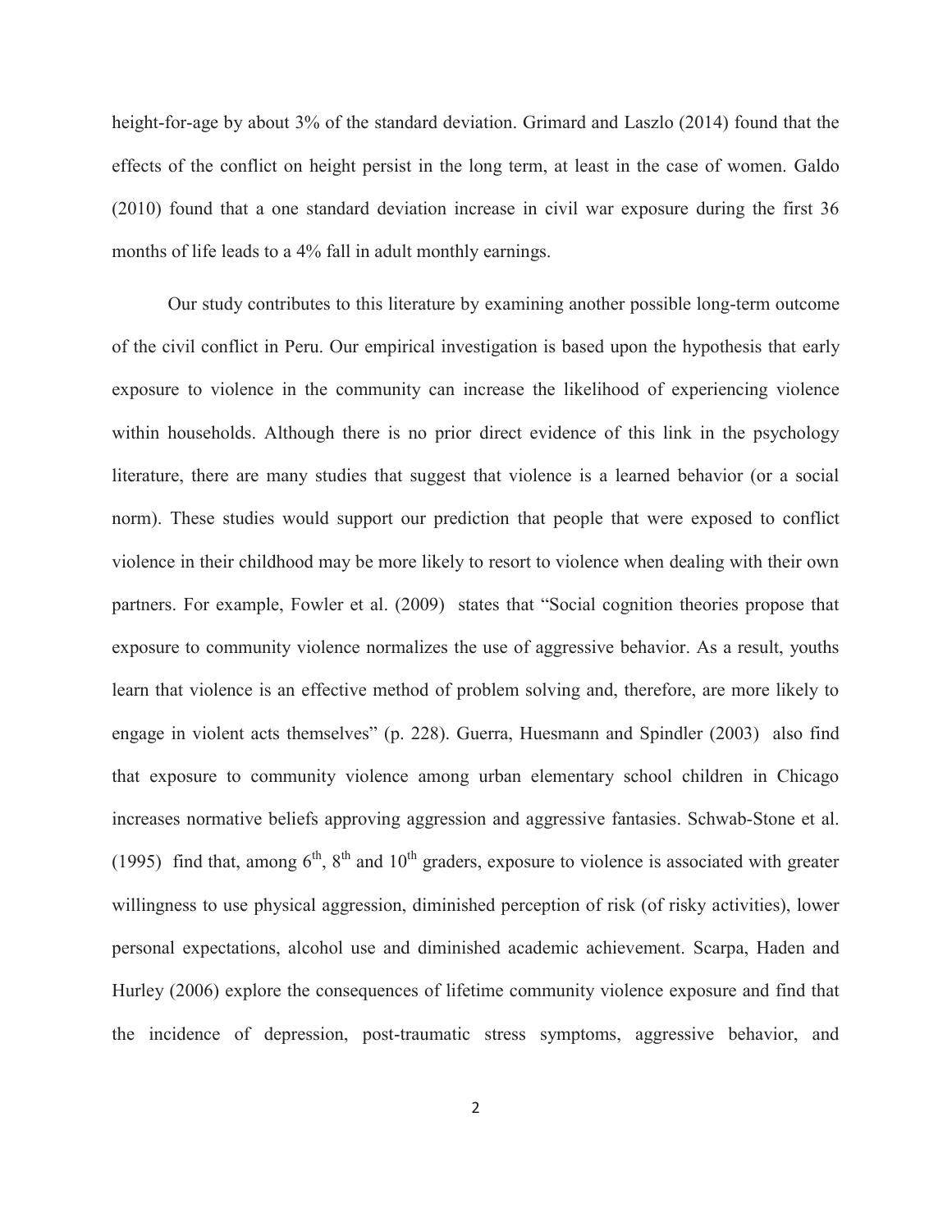height-for-age by about 3% of the standard deviation. Grimard and Laszlo (2014) found that the effects of the conflict on height persist in the long term, at least in the case of women. Galdo (2010) found that a one standard deviation increase in civil war exposure during the first 36 months of life leads to a 4% fall in adult monthly earnings.

Our study contributes to this literature by examining another possible long-term outcome of the civil conflict in Peru. Our empirical investigation is based upon the hypothesis that early exposure to violence in the community can increase the likelihood of experiencing violence within households. Although there is no prior direct evidence of this link in the psychology literature, there are many studies that suggest that violence is a learned behavior (or a social norm). These studies would support our prediction that people that were exposed to conflict violence in their childhood may be more likely to resort to violence when dealing with their own partners. For example, Fowler et al. (2009) states that "Social cognition theories propose that exposure to community violence normalizes the use of aggressive behavior. As a result, youths learn that violence is an effective method of problem solving and, therefore, are more likely to engage in violent acts themselves" (p. 228). Guerra, Huesmann and Spindler (2003) also find that exposure to community violence among urban elementary school children in Chicago increases normative beliefs approving aggression and aggressive fantasies. Schwab-Stone et al. (1995) find that, among 6th, 8th and 10th graders, exposure to violence is associated with greater willingness to use physical aggression, diminished perception of risk (of risky activities), lower personal expectations, alcohol use and diminished academic achievement. Scarpa, Haden and Hurley (2006) explore the consequences of lifetime community violence exposure and find that the incidence of depression, post-traumatic stress symptoms, aggressive behavior, and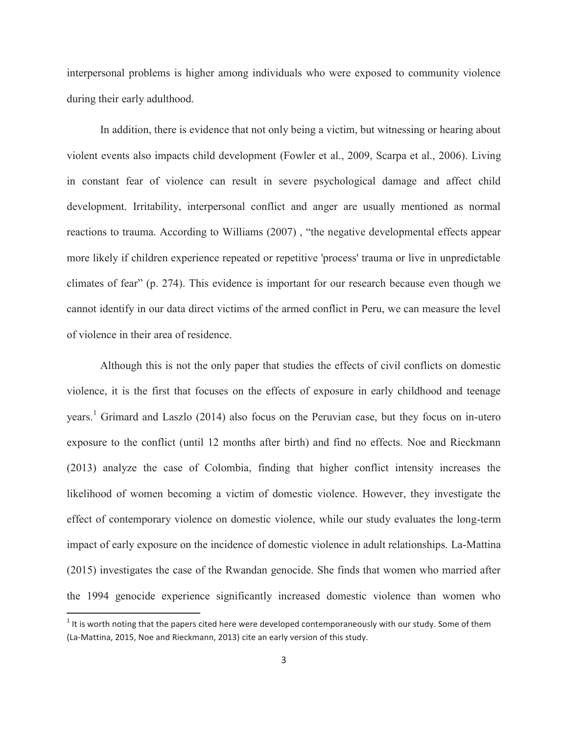interpersonal problems is higher among individuals who were exposed to community violence during their early adulthood.

In addition, there is evidence that not only being a victim, but witnessing or hearing about violent events also impacts child development (Fowler et al., 2009, Scarpa et al., 2006). Living in constant fear of violence can result in severe psychological damage and affect child development. Irritability, interpersonal conflict and anger are usually mentioned as normal reactions to trauma. According to Williams (2007) , "the negative developmental effects appear more likely if children experience repeated or repetitive 'process' trauma or live in unpredictable climates of fear" (p. 274). This evidence is important for our research because even though we cannot identify in our data direct victims of the armed conflict in Peru, we can measure the level of violence in their area of residence.

Although this is not the only paper that studies the effects of civil conflicts on domestic violence, it is the first that focuses on the effects of exposure in early childhood and teenage years.[1] Grimard and Laszlo (2014) also focus on the Peruvian case, but they focus on in-utero exposure to the conflict (until 12 months after birth) and find no effects. Noe and Rieckmann (2013) analyze the case of Colombia, finding that higher conflict intensity increases the likelihood of women becoming a victim of domestic violence. However, they investigate the effect of contemporary violence on domestic violence, while our study evaluates the long-term impact of early exposure on the incidence of domestic violence in adult relationships. La-Mattina (2015) investigates the case of the Rwandan genocide. She finds that women who married after the 1994 genocide experience significantly increased domestic violence than women who

[1] It is worth noting that the papers cited here were developed contemporaneously with our study. Some of them (La-Mattina, 2015, Noe and Rieckmann, 2013) cite an early version of this study.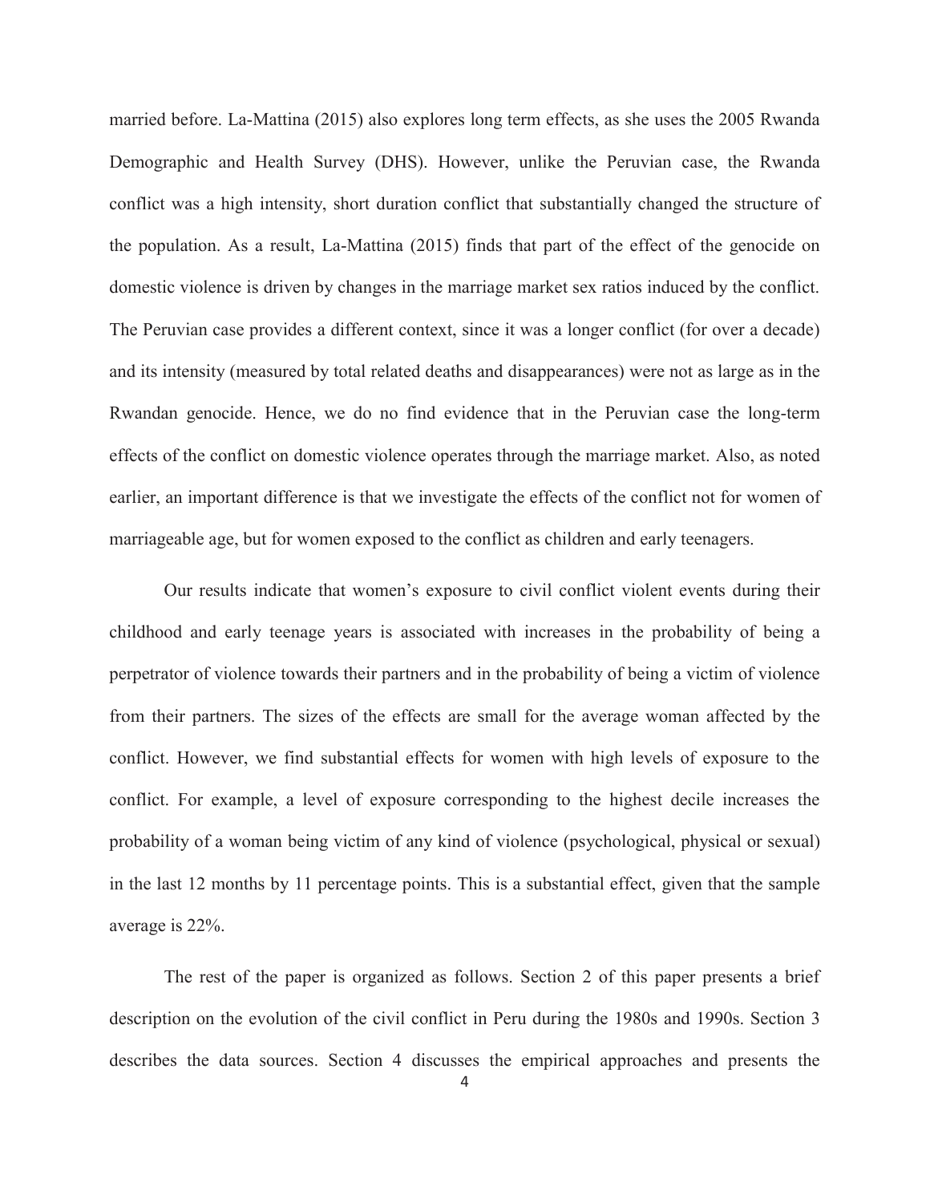married before. La-Mattina (2015) also explores long term effects, as she uses the 2005 Rwanda Demographic and Health Survey (DHS). However, unlike the Peruvian case, the Rwanda conflict was a high intensity, short duration conflict that substantially changed the structure of the population. As a result, La-Mattina (2015) finds that part of the effect of the genocide on domestic violence is driven by changes in the marriage market sex ratios induced by the conflict. The Peruvian case provides a different context, since it was a longer conflict (for over a decade) and its intensity (measured by total related deaths and disappearances) were not as large as in the Rwandan genocide. Hence, we do no find evidence that in the Peruvian case the long-term effects of the conflict on domestic violence operates through the marriage market. Also, as noted earlier, an important difference is that we investigate the effects of the conflict not for women of marriageable age, but for women exposed to the conflict as children and early teenagers.

Our results indicate that women's exposure to civil conflict violent events during their childhood and early teenage years is associated with increases in the probability of being a perpetrator of violence towards their partners and in the probability of being a victim of violence from their partners. The sizes of the effects are small for the average woman affected by the conflict. However, we find substantial effects for women with high levels of exposure to the conflict. For example, a level of exposure corresponding to the highest decile increases the probability of a woman being victim of any kind of violence (psychological, physical or sexual) in the last 12 months by 11 percentage points. This is a substantial effect, given that the sample average is 22%.

The rest of the paper is organized as follows. Section 2 of this paper presents a brief description on the evolution of the civil conflict in Peru during the 1980s and 1990s. Section 3 describes the data sources. Section 4 discusses the empirical approaches and presents the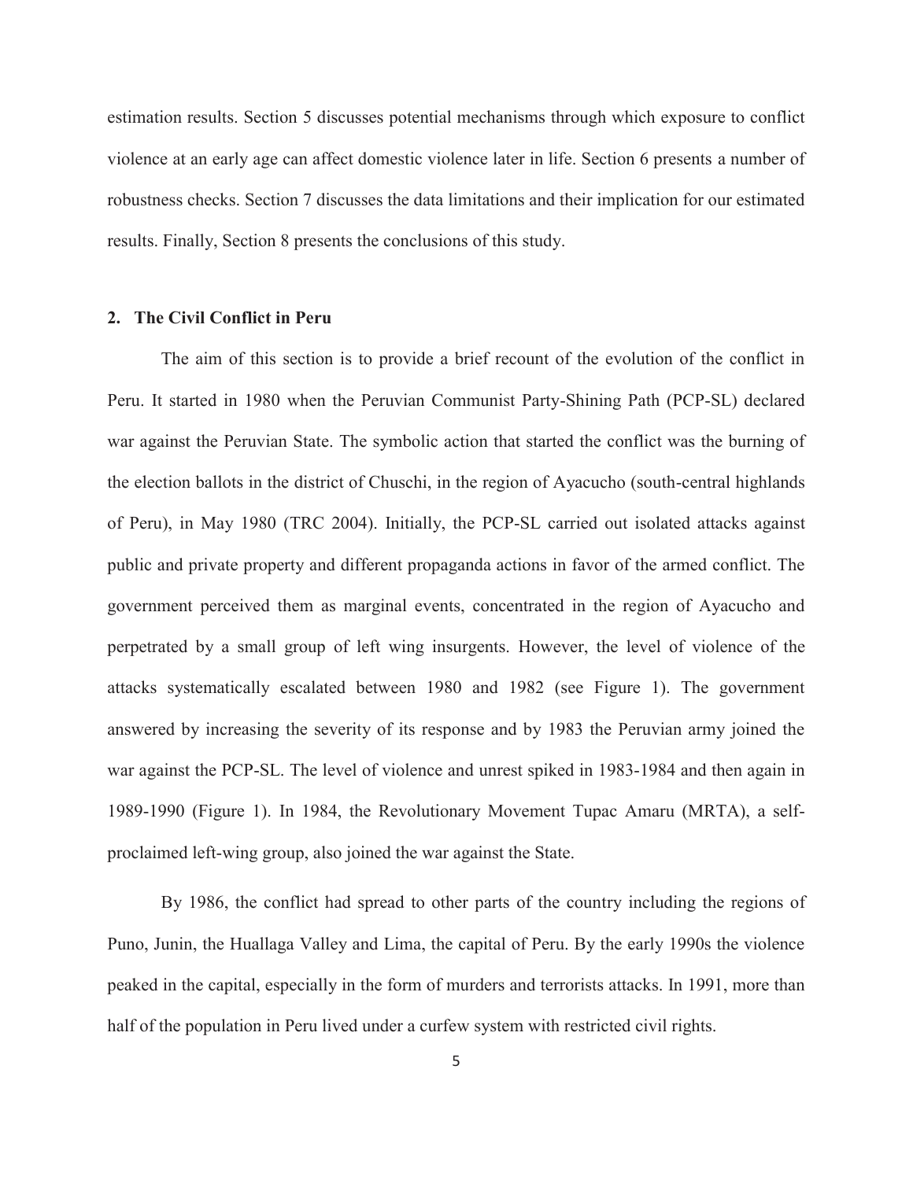estimation results. Section 5 discusses potential mechanisms through which exposure to conflict violence at an early age can affect domestic violence later in life. Section 6 presents a number of robustness checks. Section 7 discusses the data limitations and their implication for our estimated results. Finally, Section 8 presents the conclusions of this study.

## 2. The Civil Conflict in Peru

The aim of this section is to provide a brief recount of the evolution of the conflict in Peru. It started in 1980 when the Peruvian Communist Party-Shining Path (PCP-SL) declared war against the Peruvian State. The symbolic action that started the conflict was the burning of the election ballots in the district of Chuschi, in the region of Ayacucho (south-central highlands of Peru), in May 1980 (TRC 2004). Initially, the PCP-SL carried out isolated attacks against public and private property and different propaganda actions in favor of the armed conflict. The government perceived them as marginal events, concentrated in the region of Ayacucho and perpetrated by a small group of left wing insurgents. However, the level of violence of the attacks systematically escalated between 1980 and 1982 (see Figure 1). The government answered by increasing the severity of its response and by 1983 the Peruvian army joined the war against the PCP-SL. The level of violence and unrest spiked in 1983-1984 and then again in 1989-1990 (Figure 1). In 1984, the Revolutionary Movement Tupac Amaru (MRTA), a self-proclaimed left-wing group, also joined the war against the State.

By 1986, the conflict had spread to other parts of the country including the regions of Puno, Junin, the Huallaga Valley and Lima, the capital of Peru. By the early 1990s the violence peaked in the capital, especially in the form of murders and terrorists attacks. In 1991, more than half of the population in Peru lived under a curfew system with restricted civil rights.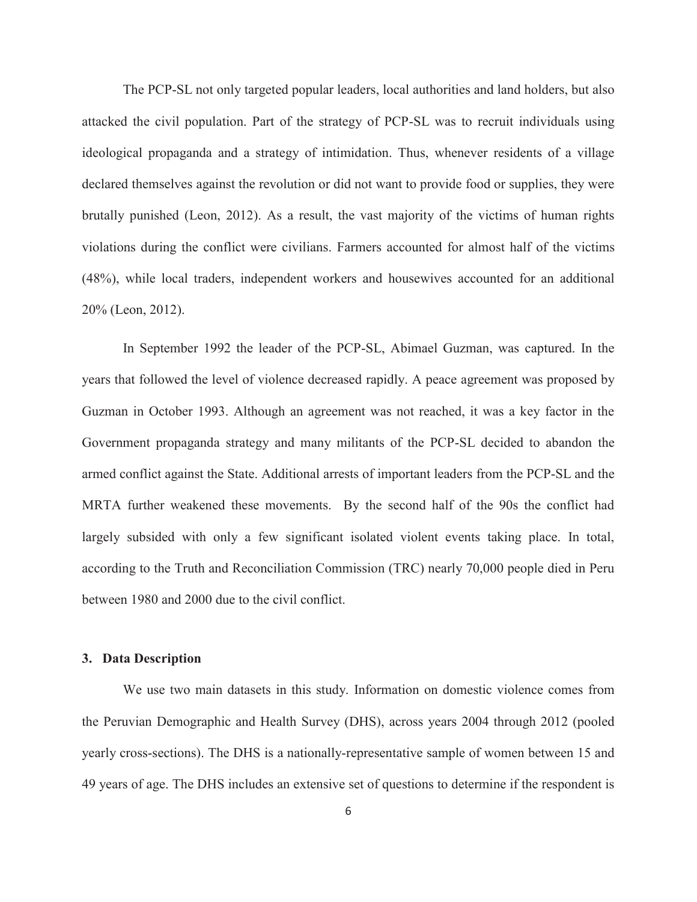The PCP-SL not only targeted popular leaders, local authorities and land holders, but also attacked the civil population. Part of the strategy of PCP-SL was to recruit individuals using ideological propaganda and a strategy of intimidation. Thus, whenever residents of a village declared themselves against the revolution or did not want to provide food or supplies, they were brutally punished (Leon, 2012). As a result, the vast majority of the victims of human rights violations during the conflict were civilians. Farmers accounted for almost half of the victims (48%), while local traders, independent workers and housewives accounted for an additional 20% (Leon, 2012).

In September 1992 the leader of the PCP-SL, Abimael Guzman, was captured. In the years that followed the level of violence decreased rapidly. A peace agreement was proposed by Guzman in October 1993. Although an agreement was not reached, it was a key factor in the Government propaganda strategy and many militants of the PCP-SL decided to abandon the armed conflict against the State. Additional arrests of important leaders from the PCP-SL and the MRTA further weakened these movements. By the second half of the 90s the conflict had largely subsided with only a few significant isolated violent events taking place. In total, according to the Truth and Reconciliation Commission (TRC) nearly 70,000 people died in Peru between 1980 and 2000 due to the civil conflict.

## 3. Data Description

We use two main datasets in this study. Information on domestic violence comes from the Peruvian Demographic and Health Survey (DHS), across years 2004 through 2012 (pooled yearly cross-sections). The DHS is a nationally-representative sample of women between 15 and 49 years of age. The DHS includes an extensive set of questions to determine if the respondent is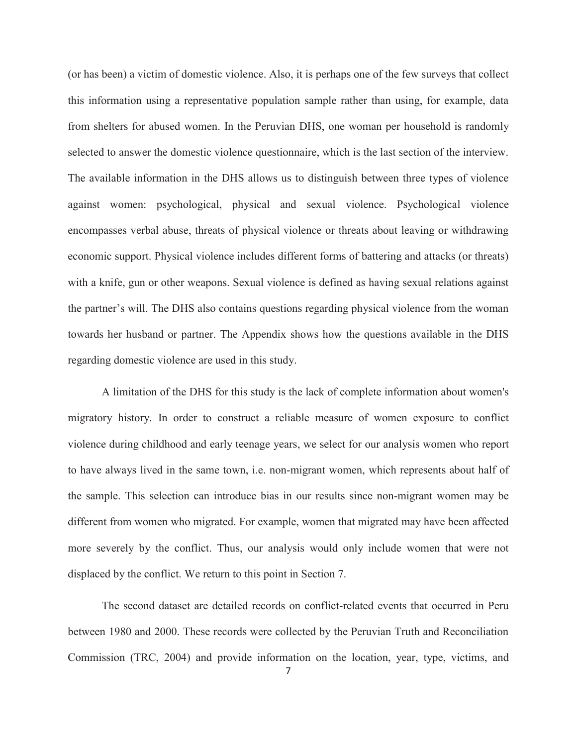(or has been) a victim of domestic violence. Also, it is perhaps one of the few surveys that collect this information using a representative population sample rather than using, for example, data from shelters for abused women. In the Peruvian DHS, one woman per household is randomly selected to answer the domestic violence questionnaire, which is the last section of the interview. The available information in the DHS allows us to distinguish between three types of violence against women: psychological, physical and sexual violence. Psychological violence encompasses verbal abuse, threats of physical violence or threats about leaving or withdrawing economic support. Physical violence includes different forms of battering and attacks (or threats) with a knife, gun or other weapons. Sexual violence is defined as having sexual relations against the partner's will. The DHS also contains questions regarding physical violence from the woman towards her husband or partner. The Appendix shows how the questions available in the DHS regarding domestic violence are used in this study.

A limitation of the DHS for this study is the lack of complete information about women's migratory history. In order to construct a reliable measure of women exposure to conflict violence during childhood and early teenage years, we select for our analysis women who report to have always lived in the same town, i.e. non-migrant women, which represents about half of the sample. This selection can introduce bias in our results since non-migrant women may be different from women who migrated. For example, women that migrated may have been affected more severely by the conflict. Thus, our analysis would only include women that were not displaced by the conflict. We return to this point in Section 7.

The second dataset are detailed records on conflict-related events that occurred in Peru between 1980 and 2000. These records were collected by the Peruvian Truth and Reconciliation Commission (TRC, 2004) and provide information on the location, year, type, victims, and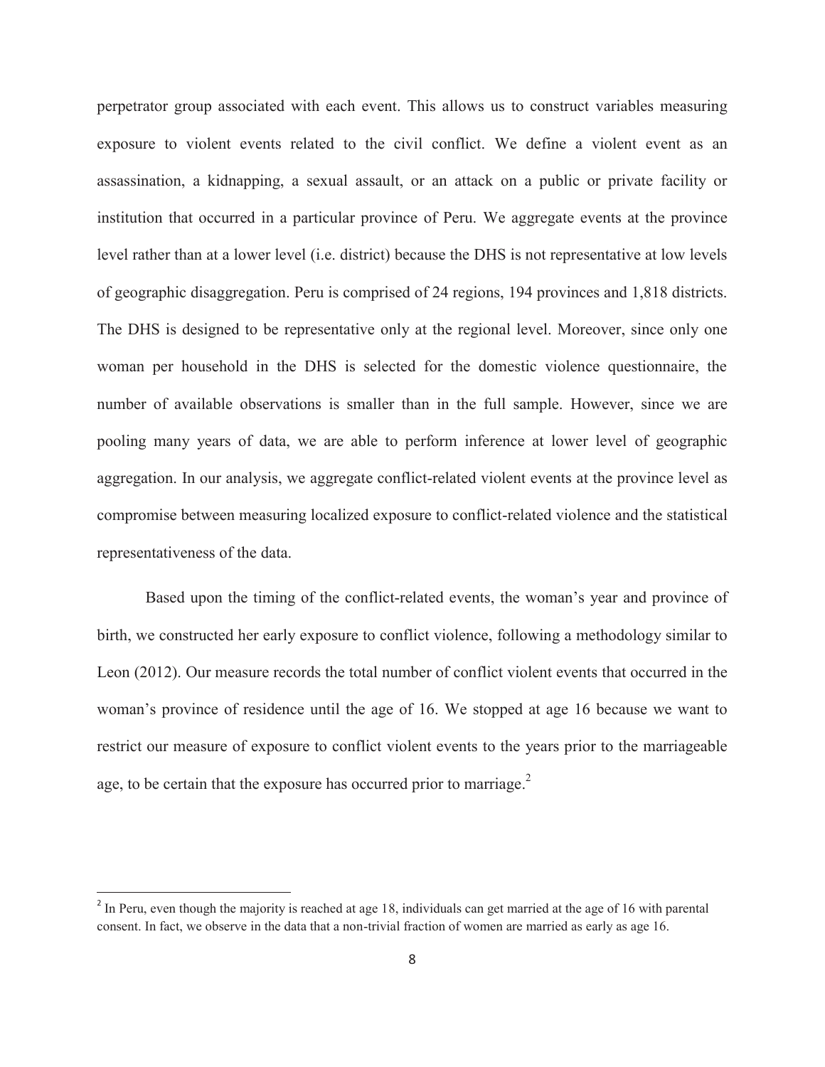perpetrator group associated with each event. This allows us to construct variables measuring exposure to violent events related to the civil conflict. We define a violent event as an assassination, a kidnapping, a sexual assault, or an attack on a public or private facility or institution that occurred in a particular province of Peru. We aggregate events at the province level rather than at a lower level (i.e. district) because the DHS is not representative at low levels of geographic disaggregation. Peru is comprised of 24 regions, 194 provinces and 1,818 districts. The DHS is designed to be representative only at the regional level. Moreover, since only one woman per household in the DHS is selected for the domestic violence questionnaire, the number of available observations is smaller than in the full sample. However, since we are pooling many years of data, we are able to perform inference at lower level of geographic aggregation. In our analysis, we aggregate conflict-related violent events at the province level as compromise between measuring localized exposure to conflict-related violence and the statistical representativeness of the data.

Based upon the timing of the conflict-related events, the woman's year and province of birth, we constructed her early exposure to conflict violence, following a methodology similar to Leon (2012). Our measure records the total number of conflict violent events that occurred in the woman's province of residence until the age of 16. We stopped at age 16 because we want to restrict our measure of exposure to conflict violent events to the years prior to the marriageable age, to be certain that the exposure has occurred prior to marriage.[2]

[2] In Peru, even though the majority is reached at age 18, individuals can get married at the age of 16 with parental consent. In fact, we observe in the data that a non-trivial fraction of women are married as early as age 16.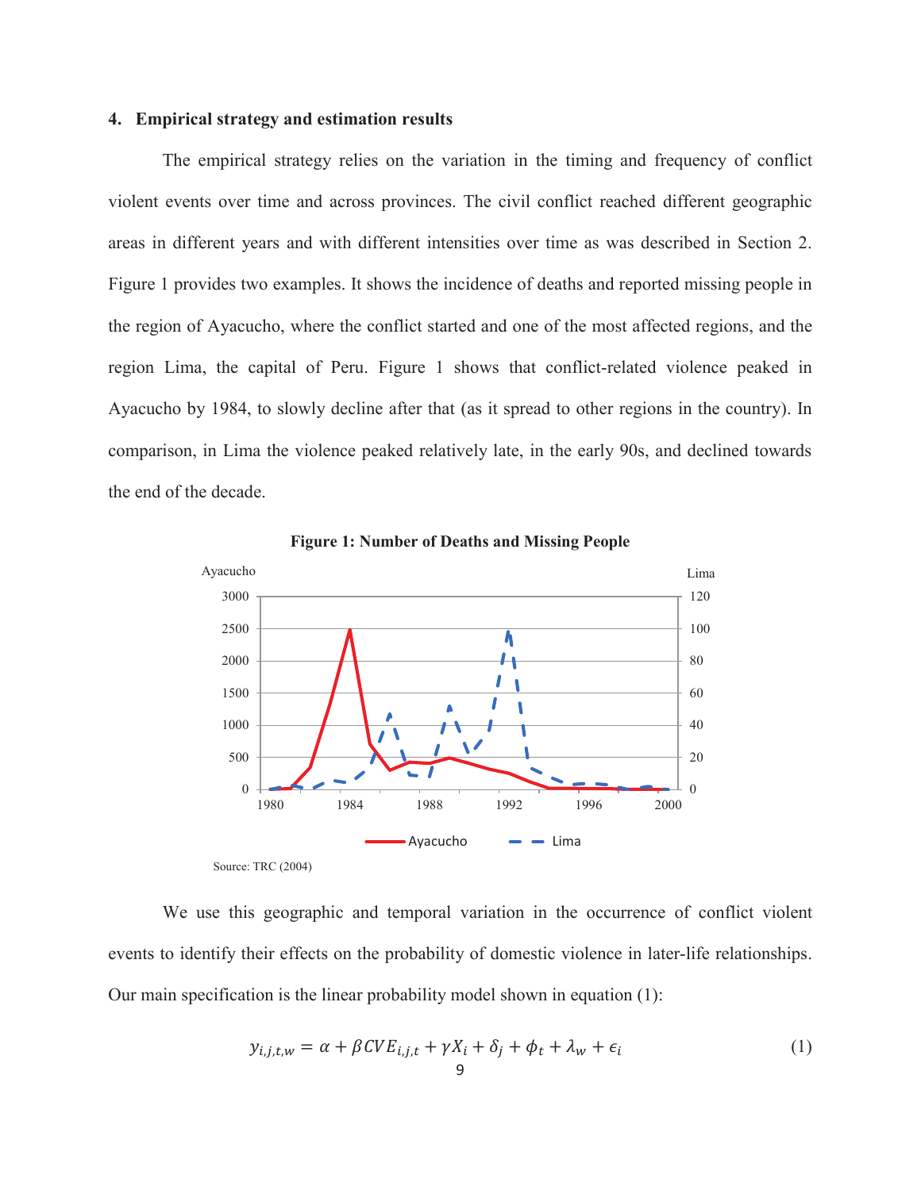## 4. Empirical strategy and estimation results

The empirical strategy relies on the variation in the timing and frequency of conflict violent events over time and across provinces. The civil conflict reached different geographic areas in different years and with different intensities over time as was described in Section 2. Figure 1 provides two examples. It shows the incidence of deaths and reported missing people in the region of Ayacucho, where the conflict started and one of the most affected regions, and the region Lima, the capital of Peru. Figure 1 shows that conflict-related violence peaked in Ayacucho by 1984, to slowly decline after that (as it spread to other regions in the country). In comparison, in Lima the violence peaked relatively late, in the early 90s, and declined towards the end of the decade.

**Figure 1: Number of Deaths and Missing People**

Source: TRC (2004)

We use this geographic and temporal variation in the occurrence of conflict violent events to identify their effects on the probability of domestic violence in later-life relationships. Our main specification is the linear probability model shown in equation (1):

$$y_{i,j,t,w} = \alpha + \beta CVE_{i,j,t} + \gamma X_i + \delta_j + \phi_t + \lambda_w + \epsilon_i \qquad (1)$$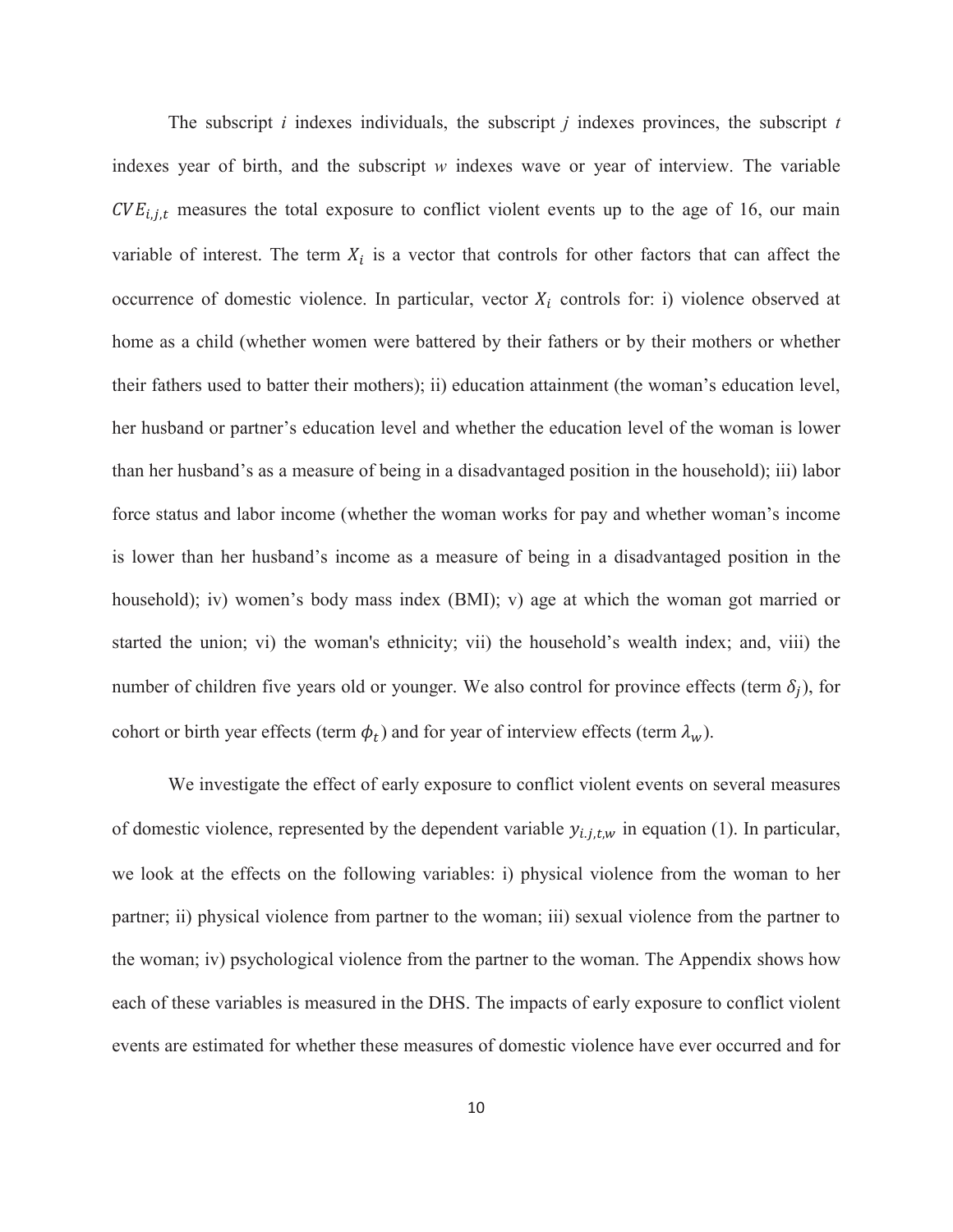The subscript $i$ indexes individuals, the subscript $j$ indexes provinces, the subscript $t$ indexes year of birth, and the subscript $w$ indexes wave or year of interview. The variable $CVE_{i,j,t}$ measures the total exposure to conflict violent events up to the age of 16, our main variable of interest. The term $X_i$ is a vector that controls for other factors that can affect the occurrence of domestic violence. In particular, vector $X_i$ controls for: i) violence observed at home as a child (whether women were battered by their fathers or by their mothers or whether their fathers used to batter their mothers); ii) education attainment (the woman's education level, her husband or partner's education level and whether the education level of the woman is lower than her husband's as a measure of being in a disadvantaged position in the household); iii) labor force status and labor income (whether the woman works for pay and whether woman's income is lower than her husband's income as a measure of being in a disadvantaged position in the household); iv) women's body mass index (BMI); v) age at which the woman got married or started the union; vi) the woman's ethnicity; vii) the household's wealth index; and, viii) the number of children five years old or younger. We also control for province effects (term $\delta_j$), for cohort or birth year effects (term $\phi_t$) and for year of interview effects (term $\lambda_w$).

We investigate the effect of early exposure to conflict violent events on several measures of domestic violence, represented by the dependent variable $y_{i.j,t,w}$ in equation (1). In particular, we look at the effects on the following variables: i) physical violence from the woman to her partner; ii) physical violence from partner to the woman; iii) sexual violence from the partner to the woman; iv) psychological violence from the partner to the woman. The Appendix shows how each of these variables is measured in the DHS. The impacts of early exposure to conflict violent events are estimated for whether these measures of domestic violence have ever occurred and for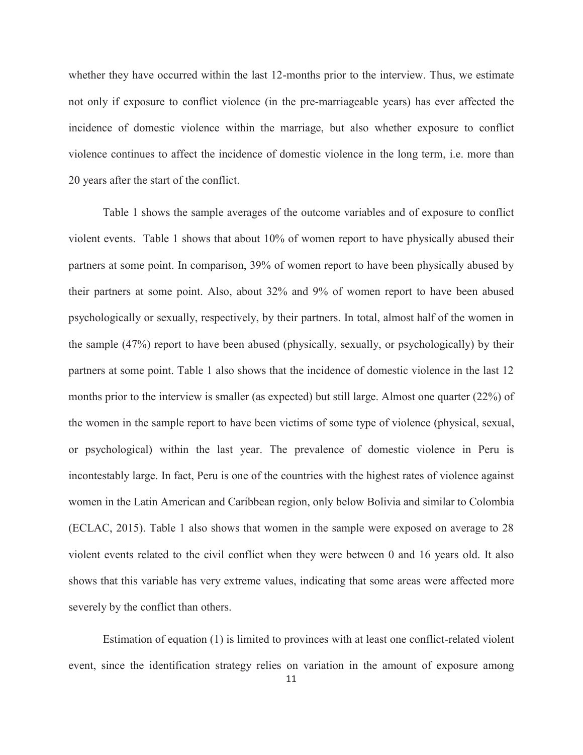whether they have occurred within the last 12-months prior to the interview. Thus, we estimate not only if exposure to conflict violence (in the pre-marriageable years) has ever affected the incidence of domestic violence within the marriage, but also whether exposure to conflict violence continues to affect the incidence of domestic violence in the long term, i.e. more than 20 years after the start of the conflict.

Table 1 shows the sample averages of the outcome variables and of exposure to conflict violent events. Table 1 shows that about 10% of women report to have physically abused their partners at some point. In comparison, 39% of women report to have been physically abused by their partners at some point. Also, about 32% and 9% of women report to have been abused psychologically or sexually, respectively, by their partners. In total, almost half of the women in the sample (47%) report to have been abused (physically, sexually, or psychologically) by their partners at some point. Table 1 also shows that the incidence of domestic violence in the last 12 months prior to the interview is smaller (as expected) but still large. Almost one quarter (22%) of the women in the sample report to have been victims of some type of violence (physical, sexual, or psychological) within the last year. The prevalence of domestic violence in Peru is incontestably large. In fact, Peru is one of the countries with the highest rates of violence against women in the Latin American and Caribbean region, only below Bolivia and similar to Colombia (ECLAC, 2015). Table 1 also shows that women in the sample were exposed on average to 28 violent events related to the civil conflict when they were between 0 and 16 years old. It also shows that this variable has very extreme values, indicating that some areas were affected more severely by the conflict than others.

Estimation of equation (1) is limited to provinces with at least one conflict-related violent event, since the identification strategy relies on variation in the amount of exposure among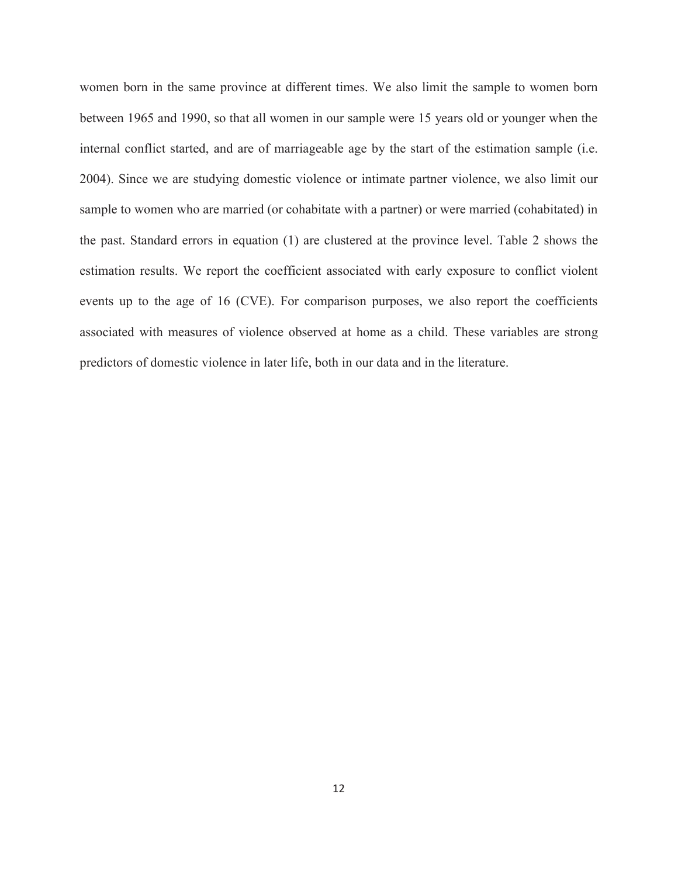women born in the same province at different times. We also limit the sample to women born between 1965 and 1990, so that all women in our sample were 15 years old or younger when the internal conflict started, and are of marriageable age by the start of the estimation sample (i.e. 2004). Since we are studying domestic violence or intimate partner violence, we also limit our sample to women who are married (or cohabitate with a partner) or were married (cohabitated) in the past. Standard errors in equation (1) are clustered at the province level. Table 2 shows the estimation results. We report the coefficient associated with early exposure to conflict violent events up to the age of 16 (CVE). For comparison purposes, we also report the coefficients associated with measures of violence observed at home as a child. These variables are strong predictors of domestic violence in later life, both in our data and in the literature.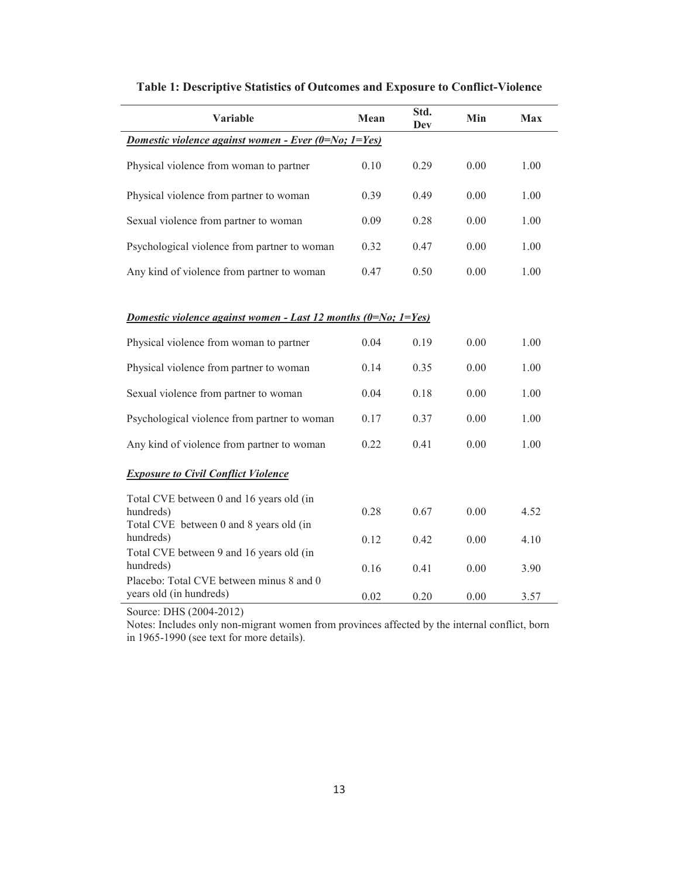**Table 1: Descriptive Statistics of Outcomes and Exposure to Conflict-Violence**

| Variable | Mean | Std. Dev | Min | Max |
|---|---|---|---|---|
| ***Domestic violence against women - Ever (0=No; 1=Yes)*** | | | | |
| Physical violence from woman to partner | 0.10 | 0.29 | 0.00 | 1.00 |
| Physical violence from partner to woman | 0.39 | 0.49 | 0.00 | 1.00 |
| Sexual violence from partner to woman | 0.09 | 0.28 | 0.00 | 1.00 |
| Psychological violence from partner to woman | 0.32 | 0.47 | 0.00 | 1.00 |
| Any kind of violence from partner to woman | 0.47 | 0.50 | 0.00 | 1.00 |
| ***Domestic violence against women - Last 12 months (0=No; 1=Yes)*** | | | | |
| Physical violence from woman to partner | 0.04 | 0.19 | 0.00 | 1.00 |
| Physical violence from partner to woman | 0.14 | 0.35 | 0.00 | 1.00 |
| Sexual violence from partner to woman | 0.04 | 0.18 | 0.00 | 1.00 |
| Psychological violence from partner to woman | 0.17 | 0.37 | 0.00 | 1.00 |
| Any kind of violence from partner to woman | 0.22 | 0.41 | 0.00 | 1.00 |
| ***Exposure to Civil Conflict Violence*** | | | | |
| Total CVE between 0 and 16 years old (in hundreds) | 0.28 | 0.67 | 0.00 | 4.52 |
| Total CVE between 0 and 8 years old (in hundreds) | 0.12 | 0.42 | 0.00 | 4.10 |
| Total CVE between 9 and 16 years old (in hundreds) | 0.16 | 0.41 | 0.00 | 3.90 |
| Placebo: Total CVE between minus 8 and 0 years old (in hundreds) | 0.02 | 0.20 | 0.00 | 3.57 |

Source: DHS (2004-2012)

Notes: Includes only non-migrant women from provinces affected by the internal conflict, born in 1965-1990 (see text for more details).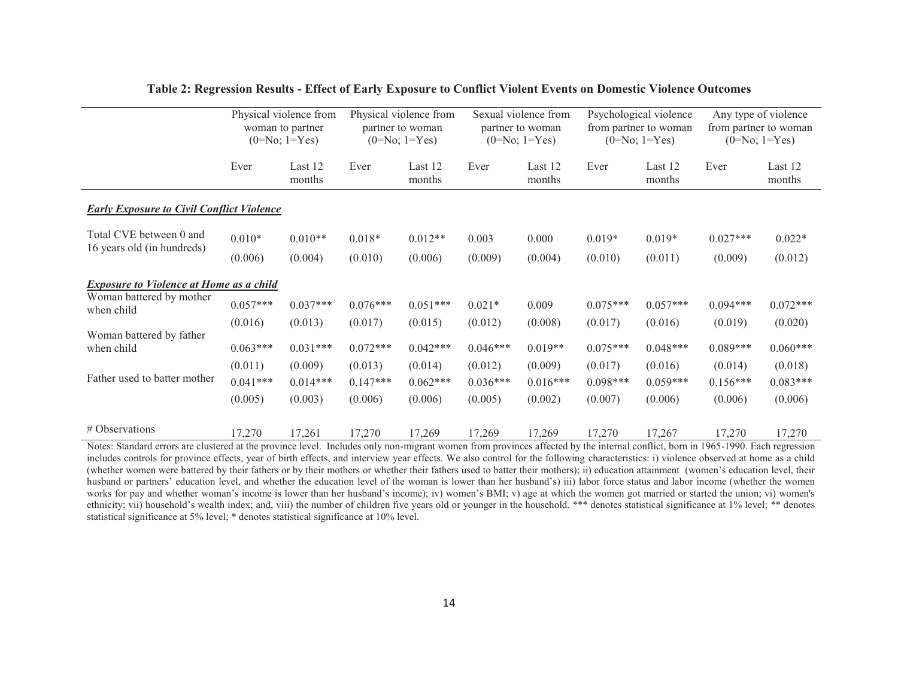**Table 2: Regression Results - Effect of Early Exposure to Conflict Violent Events on Domestic Violence Outcomes**

| | Physical violence from woman to partner (0=No; 1=Yes) | | Physical violence from partner to woman (0=No; 1=Yes) | | Sexual violence from partner to woman (0=No; 1=Yes) | | Psychological violence from partner to woman (0=No; 1=Yes) | | Any type of violence from partner to woman (0=No; 1=Yes) | |
|---|---|---|---|---|---|---|---|---|---|---|
| | Ever | Last 12 months | Ever | Last 12 months | Ever | Last 12 months | Ever | Last 12 months | Ever | Last 12 months |
| ***Early Exposure to Civil Conflict Violence*** | | | | | | | | | | |
| Total CVE between 0 and 16 years old (in hundreds) | 0.010* | 0.010** | 0.018* | 0.012** | 0.003 | 0.000 | 0.019* | 0.019* | 0.027*** | 0.022* |
| | (0.006) | (0.004) | (0.010) | (0.006) | (0.009) | (0.004) | (0.010) | (0.011) | (0.009) | (0.012) |
| ***Exposure to Violence at Home as a child*** | | | | | | | | | | |
| Woman battered by mother when child | 0.057*** | 0.037*** | 0.076*** | 0.051*** | 0.021* | 0.009 | 0.075*** | 0.057*** | 0.094*** | 0.072*** |
| | (0.016) | (0.013) | (0.017) | (0.015) | (0.012) | (0.008) | (0.017) | (0.016) | (0.019) | (0.020) |
| Woman battered by father when child | 0.063*** | 0.031*** | 0.072*** | 0.042*** | 0.046*** | 0.019** | 0.075*** | 0.048*** | 0.089*** | 0.060*** |
| | (0.011) | (0.009) | (0.013) | (0.014) | (0.012) | (0.009) | (0.017) | (0.016) | (0.014) | (0.018) |
| Father used to batter mother | 0.041*** | 0.014*** | 0.147*** | 0.062*** | 0.036*** | 0.016*** | 0.098*** | 0.059*** | 0.156*** | 0.083*** |
| | (0.005) | (0.003) | (0.006) | (0.006) | (0.005) | (0.002) | (0.007) | (0.006) | (0.006) | (0.006) |
| # Observations | 17,270 | 17,261 | 17,270 | 17,269 | 17,269 | 17,269 | 17,270 | 17,267 | 17,270 | 17,270 |

Notes: Standard errors are clustered at the province level. Includes only non-migrant women from provinces affected by the internal conflict, born in 1965-1990. Each regression includes controls for province effects, year of birth effects, and interview year effects. We also control for the following characteristics: i) violence observed at home as a child (whether women were battered by their fathers or by their mothers or whether their fathers used to batter their mothers); ii) education attainment (women's education level, their husband or partners' education level, and whether the education level of the woman is lower than her husband's) iii) labor force status and labor income (whether the women works for pay and whether woman's income is lower than her husband's income); iv) women's BMI; v) age at which the women got married or started the union; vi) women's ethnicity; vii) household's wealth index; and, viii) the number of children five years old or younger in the household. *** denotes statistical significance at 1% level; ** denotes statistical significance at 5% level; * denotes statistical significance at 10% level.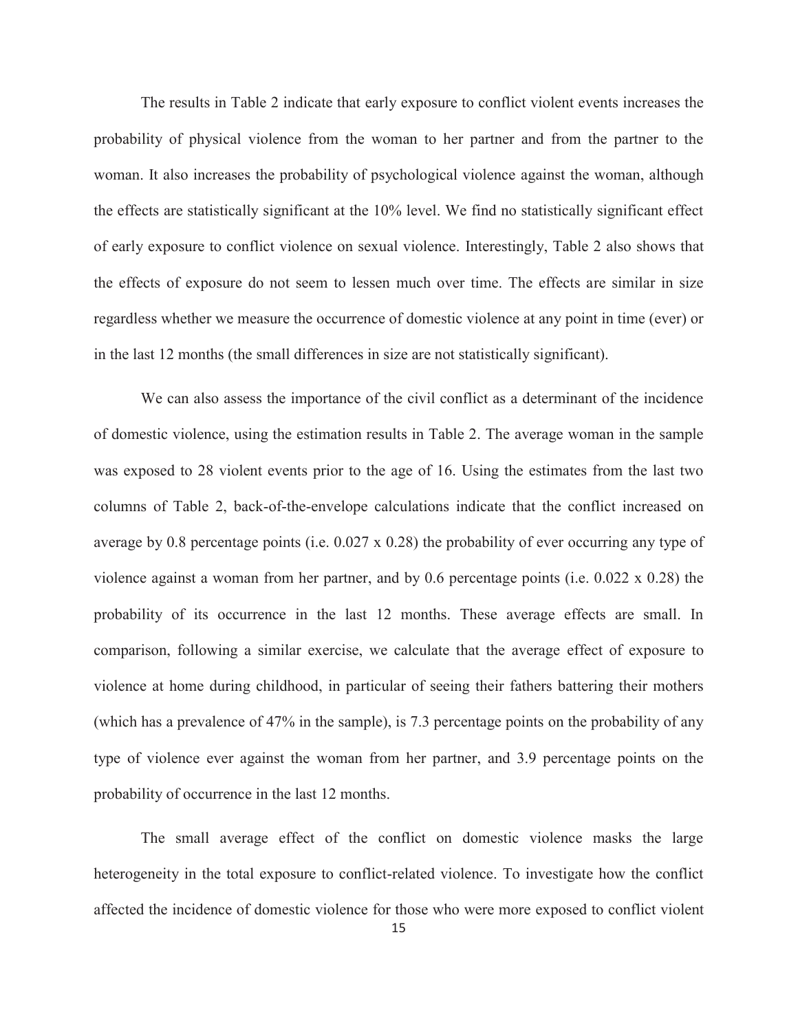The results in Table 2 indicate that early exposure to conflict violent events increases the probability of physical violence from the woman to her partner and from the partner to the woman. It also increases the probability of psychological violence against the woman, although the effects are statistically significant at the 10% level. We find no statistically significant effect of early exposure to conflict violence on sexual violence. Interestingly, Table 2 also shows that the effects of exposure do not seem to lessen much over time. The effects are similar in size regardless whether we measure the occurrence of domestic violence at any point in time (ever) or in the last 12 months (the small differences in size are not statistically significant).

We can also assess the importance of the civil conflict as a determinant of the incidence of domestic violence, using the estimation results in Table 2. The average woman in the sample was exposed to 28 violent events prior to the age of 16. Using the estimates from the last two columns of Table 2, back-of-the-envelope calculations indicate that the conflict increased on average by 0.8 percentage points (i.e. 0.027 x 0.28) the probability of ever occurring any type of violence against a woman from her partner, and by 0.6 percentage points (i.e. 0.022 x 0.28) the probability of its occurrence in the last 12 months. These average effects are small. In comparison, following a similar exercise, we calculate that the average effect of exposure to violence at home during childhood, in particular of seeing their fathers battering their mothers (which has a prevalence of 47% in the sample), is 7.3 percentage points on the probability of any type of violence ever against the woman from her partner, and 3.9 percentage points on the probability of occurrence in the last 12 months.

The small average effect of the conflict on domestic violence masks the large heterogeneity in the total exposure to conflict-related violence. To investigate how the conflict affected the incidence of domestic violence for those who were more exposed to conflict violent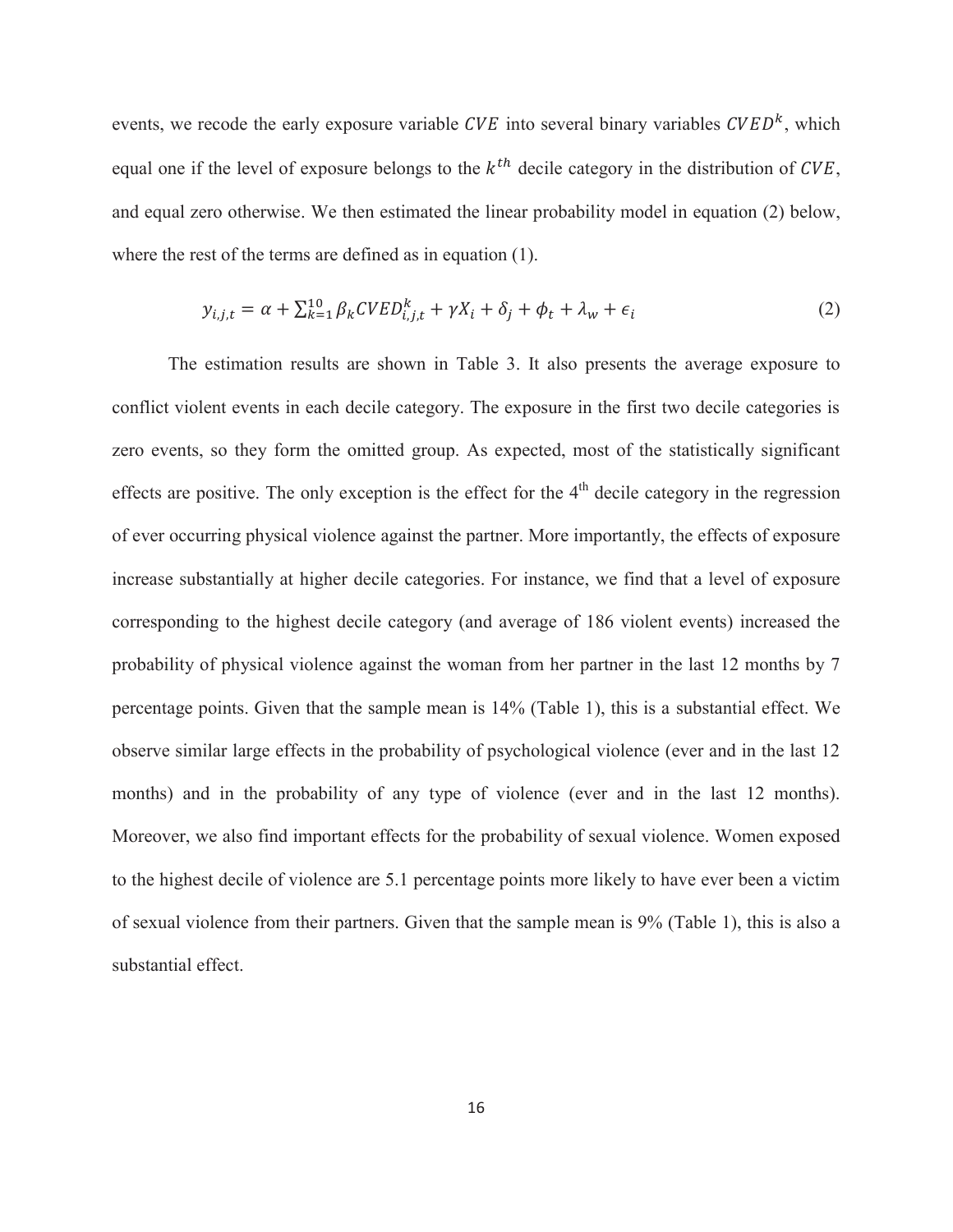events, we recode the early exposure variable $CVE$ into several binary variables $CVED^k$, which equal one if the level of exposure belongs to the $k^{th}$ decile category in the distribution of $CVE$, and equal zero otherwise. We then estimated the linear probability model in equation (2) below, where the rest of the terms are defined as in equation (1).

$$y_{i,j,t} = \alpha + \sum_{k=1}^{10} \beta_k CVED_{i,j,t}^k + \gamma X_i + \delta_j + \phi_t + \lambda_w + \epsilon_i \quad (2)$$

The estimation results are shown in Table 3. It also presents the average exposure to conflict violent events in each decile category. The exposure in the first two decile categories is zero events, so they form the omitted group. As expected, most of the statistically significant effects are positive. The only exception is the effect for the 4th decile category in the regression of ever occurring physical violence against the partner. More importantly, the effects of exposure increase substantially at higher decile categories. For instance, we find that a level of exposure corresponding to the highest decile category (and average of 186 violent events) increased the probability of physical violence against the woman from her partner in the last 12 months by 7 percentage points. Given that the sample mean is 14% (Table 1), this is a substantial effect. We observe similar large effects in the probability of psychological violence (ever and in the last 12 months) and in the probability of any type of violence (ever and in the last 12 months). Moreover, we also find important effects for the probability of sexual violence. Women exposed to the highest decile of violence are 5.1 percentage points more likely to have ever been a victim of sexual violence from their partners. Given that the sample mean is 9% (Table 1), this is also a substantial effect.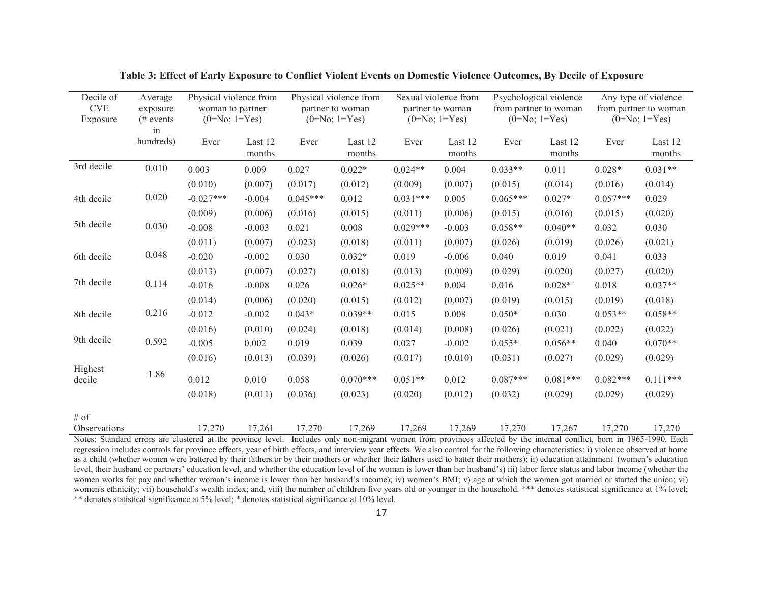**Table 3: Effect of Early Exposure to Conflict Violent Events on Domestic Violence Outcomes, By Decile of Exposure**

| Decile of CVE Exposure | Average exposure (# events in hundreds) | Physical violence from woman to partner (0=No; 1=Yes) | | Physical violence from partner to woman (0=No; 1=Yes) | | Sexual violence from partner to woman (0=No; 1=Yes) | | Psychological violence from partner to woman (0=No; 1=Yes) | | Any type of violence from partner to woman (0=No; 1=Yes) | |
|---|---|---|---|---|---|---|---|---|---|---|---|
| | | Ever | Last 12 months | Ever | Last 12 months | Ever | Last 12 months | Ever | Last 12 months | Ever | Last 12 months |
| 3rd decile | 0.010 | 0.003 | 0.009 | 0.027 | 0.022* | 0.024** | 0.004 | 0.033** | 0.011 | 0.028* | 0.031** |
| | | (0.010) | (0.007) | (0.017) | (0.012) | (0.009) | (0.007) | (0.015) | (0.014) | (0.016) | (0.014) |
| 4th decile | 0.020 | -0.027*** | -0.004 | 0.045*** | 0.012 | 0.031*** | 0.005 | 0.065*** | 0.027* | 0.057*** | 0.029 |
| | | (0.009) | (0.006) | (0.016) | (0.015) | (0.011) | (0.006) | (0.015) | (0.016) | (0.015) | (0.020) |
| 5th decile | 0.030 | -0.008 | -0.003 | 0.021 | 0.008 | 0.029*** | -0.003 | 0.058** | 0.040** | 0.032 | 0.030 |
| | | (0.011) | (0.007) | (0.023) | (0.018) | (0.011) | (0.007) | (0.026) | (0.019) | (0.026) | (0.021) |
| 6th decile | 0.048 | -0.020 | -0.002 | 0.030 | 0.032* | 0.019 | -0.006 | 0.040 | 0.019 | 0.041 | 0.033 |
| | | (0.013) | (0.007) | (0.027) | (0.018) | (0.013) | (0.009) | (0.029) | (0.020) | (0.027) | (0.020) |
| 7th decile | 0.114 | -0.016 | -0.008 | 0.026 | 0.026* | 0.025** | 0.004 | 0.016 | 0.028* | 0.018 | 0.037** |
| | | (0.014) | (0.006) | (0.020) | (0.015) | (0.012) | (0.007) | (0.019) | (0.015) | (0.019) | (0.018) |
| 8th decile | 0.216 | -0.012 | -0.002 | 0.043* | 0.039** | 0.015 | 0.008 | 0.050* | 0.030 | 0.053** | 0.058** |
| | | (0.016) | (0.010) | (0.024) | (0.018) | (0.014) | (0.008) | (0.026) | (0.021) | (0.022) | (0.022) |
| 9th decile | 0.592 | -0.005 | 0.002 | 0.019 | 0.039 | 0.027 | -0.002 | 0.055* | 0.056** | 0.040 | 0.070** |
| | | (0.016) | (0.013) | (0.039) | (0.026) | (0.017) | (0.010) | (0.031) | (0.027) | (0.029) | (0.029) |
| Highest decile | 1.86 | 0.012 | 0.010 | 0.058 | 0.070*** | 0.051** | 0.012 | 0.087*** | 0.081*** | 0.082*** | 0.111*** |
| | | (0.018) | (0.011) | (0.036) | (0.023) | (0.020) | (0.012) | (0.032) | (0.029) | (0.029) | (0.029) |
| # of Observations | | 17,270 | 17,261 | 17,270 | 17,269 | 17,269 | 17,269 | 17,270 | 17,267 | 17,270 | 17,270 |

Notes: Standard errors are clustered at the province level. Includes only non-migrant women from provinces affected by the internal conflict, born in 1965-1990. Each regression includes controls for province effects, year of birth effects, and interview year effects. We also control for the following characteristics: i) violence observed at home as a child (whether women were battered by their fathers or by their mothers or whether their fathers used to batter their mothers); ii) education attainment (women's education level, their husband or partners' education level, and whether the education level of the woman is lower than her husband's) iii) labor force status and labor income (whether the women works for pay and whether woman's income is lower than her husband's income); iv) women's BMI; v) age at which the women got married or started the union; vi) women's ethnicity; vii) household's wealth index; and, viii) the number of children five years old or younger in the household. *** denotes statistical significance at 1% level; ** denotes statistical significance at 5% level; * denotes statistical significance at 10% level.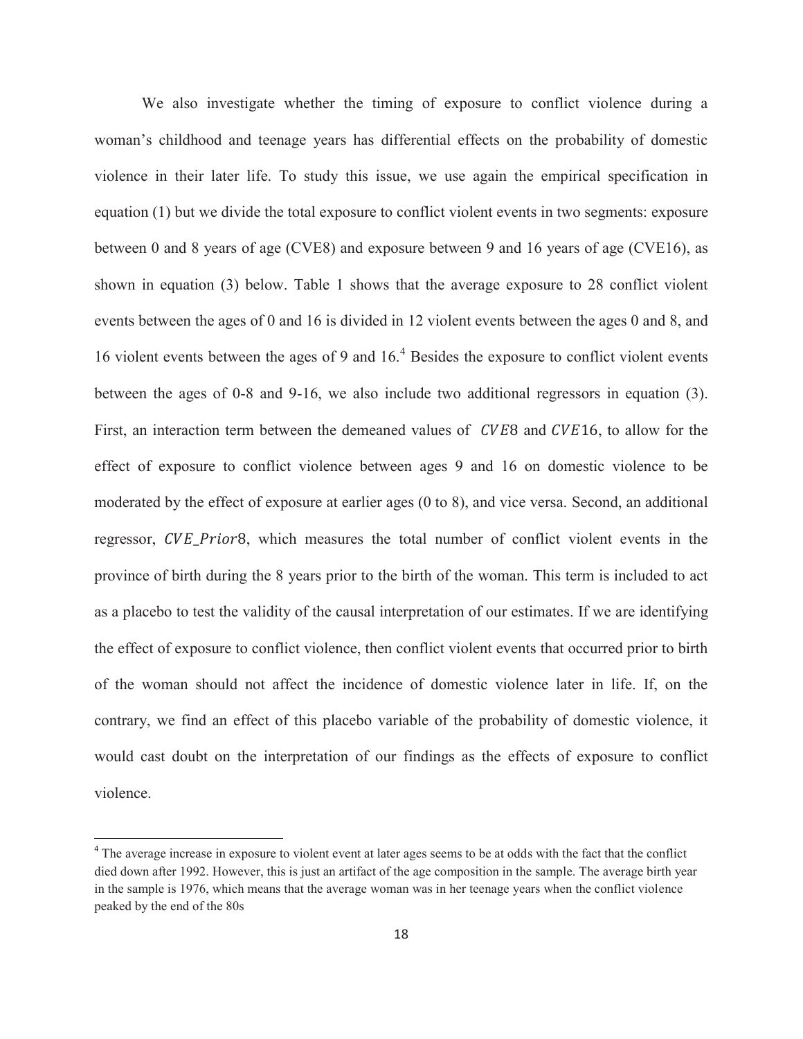We also investigate whether the timing of exposure to conflict violence during a woman's childhood and teenage years has differential effects on the probability of domestic violence in their later life. To study this issue, we use again the empirical specification in equation (1) but we divide the total exposure to conflict violent events in two segments: exposure between 0 and 8 years of age (CVE8) and exposure between 9 and 16 years of age (CVE16), as shown in equation (3) below. Table 1 shows that the average exposure to 28 conflict violent events between the ages of 0 and 16 is divided in 12 violent events between the ages 0 and 8, and 16 violent events between the ages of 9 and 16.[4] Besides the exposure to conflict violent events between the ages of 0-8 and 9-16, we also include two additional regressors in equation (3). First, an interaction term between the demeaned values of $CVE8$ and $CVE16$, to allow for the effect of exposure to conflict violence between ages 9 and 16 on domestic violence to be moderated by the effect of exposure at earlier ages (0 to 8), and vice versa. Second, an additional regressor, $CVE\_Prior8$, which measures the total number of conflict violent events in the province of birth during the 8 years prior to the birth of the woman. This term is included to act as a placebo to test the validity of the causal interpretation of our estimates. If we are identifying the effect of exposure to conflict violence, then conflict violent events that occurred prior to birth of the woman should not affect the incidence of domestic violence later in life. If, on the contrary, we find an effect of this placebo variable of the probability of domestic violence, it would cast doubt on the interpretation of our findings as the effects of exposure to conflict violence.

[4] The average increase in exposure to violent event at later ages seems to be at odds with the fact that the conflict died down after 1992. However, this is just an artifact of the age composition in the sample. The average birth year in the sample is 1976, which means that the average woman was in her teenage years when the conflict violence peaked by the end of the 80s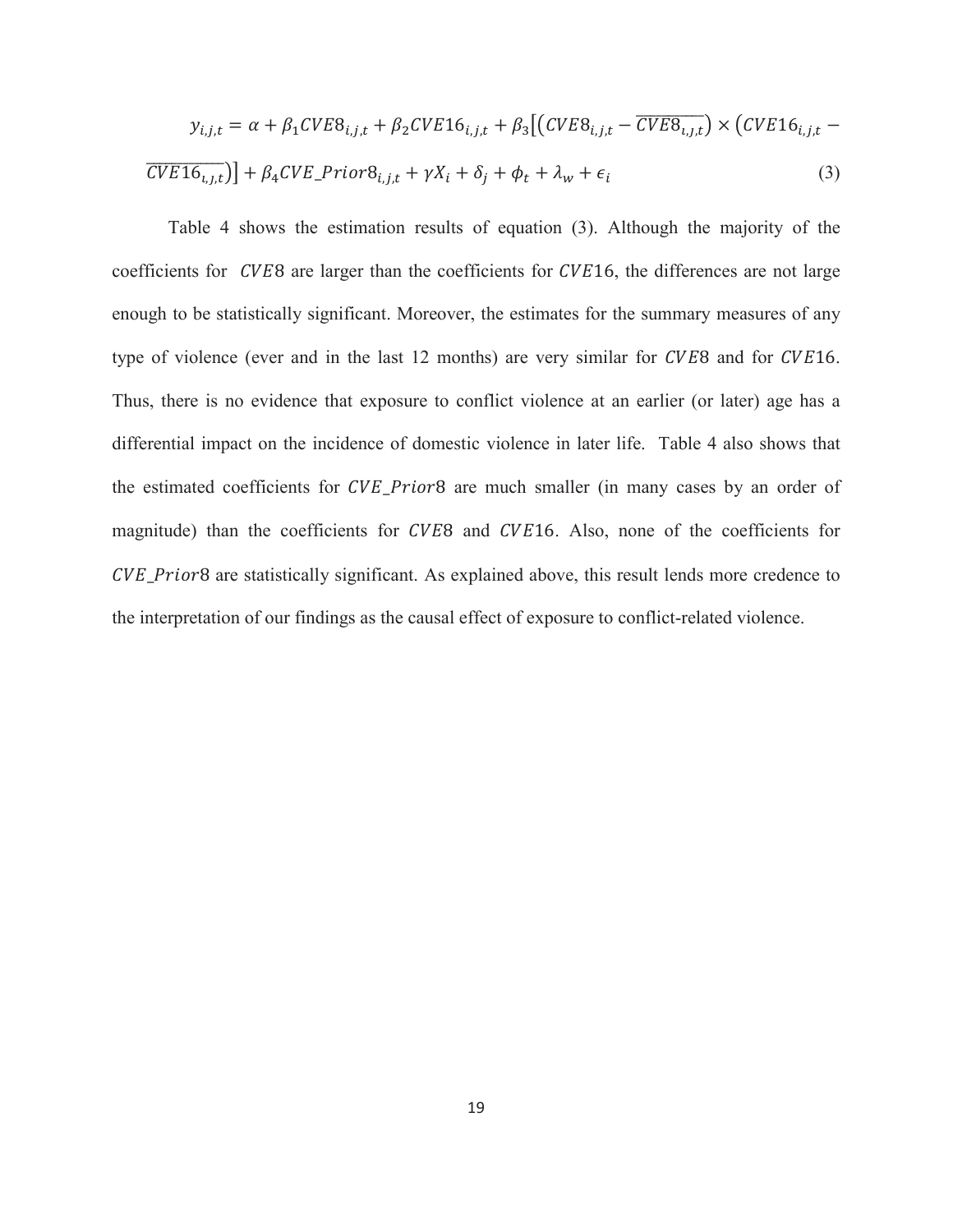$$y_{i,j,t} = \alpha + \beta_1 CVE8_{i,j,t} + \beta_2 CVE16_{i,j,t} + \beta_3\left[\left(CVE8_{i,j,t} - \overline{CVE8_{i,j,t}}\right) \times \left(CVE16_{i,j,t} - \overline{CVE16_{i,j,t}}\right)\right] + \beta_4 CVE\_Prior8_{i,j,t} + \gamma X_i + \delta_j + \phi_t + \lambda_w + \epsilon_i \quad (3)$$

Table 4 shows the estimation results of equation (3). Although the majority of the coefficients for $CVE8$ are larger than the coefficients for $CVE16$, the differences are not large enough to be statistically significant. Moreover, the estimates for the summary measures of any type of violence (ever and in the last 12 months) are very similar for $CVE8$ and for $CVE16$. Thus, there is no evidence that exposure to conflict violence at an earlier (or later) age has a differential impact on the incidence of domestic violence in later life. Table 4 also shows that the estimated coefficients for $CVE\_Prior8$ are much smaller (in many cases by an order of magnitude) than the coefficients for $CVE8$ and $CVE16$. Also, none of the coefficients for $CVE\_Prior8$ are statistically significant. As explained above, this result lends more credence to the interpretation of our findings as the causal effect of exposure to conflict-related violence.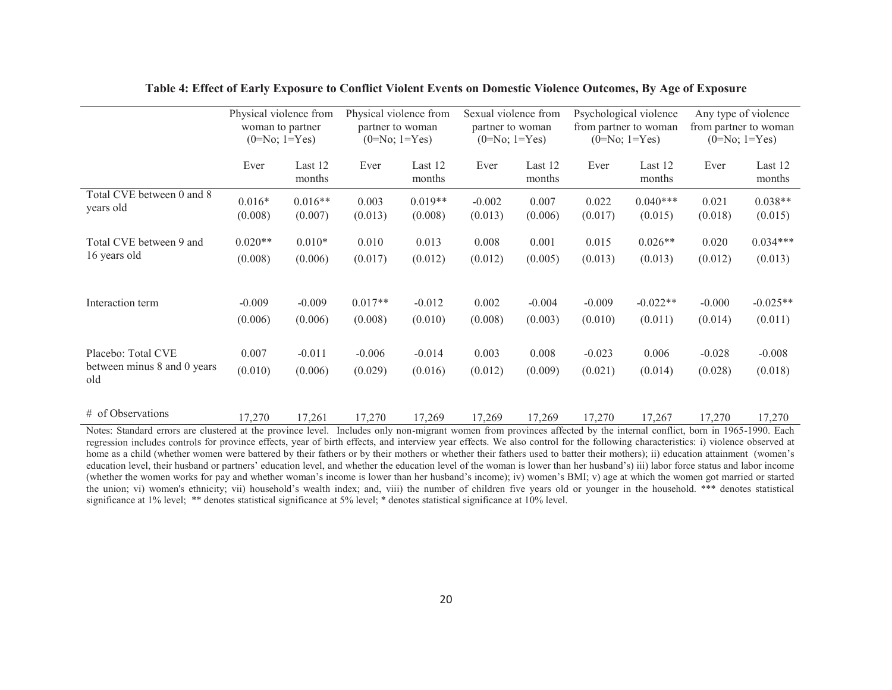**Table 4: Effect of Early Exposure to Conflict Violent Events on Domestic Violence Outcomes, By Age of Exposure**

| | Physical violence from woman to partner (0=No; 1=Yes) | | Physical violence from partner to woman (0=No; 1=Yes) | | Sexual violence from partner to woman (0=No; 1=Yes) | | Psychological violence from partner to woman (0=No; 1=Yes) | | Any type of violence from partner to woman (0=No; 1=Yes) | |
|---|---|---|---|---|---|---|---|---|---|---|
| | Ever | Last 12 months | Ever | Last 12 months | Ever | Last 12 months | Ever | Last 12 months | Ever | Last 12 months |
| Total CVE between 0 and 8 years old | 0.016* | 0.016** | 0.003 | 0.019** | -0.002 | 0.007 | 0.022 | 0.040*** | 0.021 | 0.038** |
| | (0.008) | (0.007) | (0.013) | (0.008) | (0.013) | (0.006) | (0.017) | (0.015) | (0.018) | (0.015) |
| Total CVE between 9 and 16 years old | 0.020** | 0.010* | 0.010 | 0.013 | 0.008 | 0.001 | 0.015 | 0.026** | 0.020 | 0.034*** |
| | (0.008) | (0.006) | (0.017) | (0.012) | (0.012) | (0.005) | (0.013) | (0.013) | (0.012) | (0.013) |
| Interaction term | -0.009 | -0.009 | 0.017** | -0.012 | 0.002 | -0.004 | -0.009 | -0.022** | -0.000 | -0.025** |
| | (0.006) | (0.006) | (0.008) | (0.010) | (0.008) | (0.003) | (0.010) | (0.011) | (0.014) | (0.011) |
| Placebo: Total CVE between minus 8 and 0 years old | 0.007 | -0.011 | -0.006 | -0.014 | 0.003 | 0.008 | -0.023 | 0.006 | -0.028 | -0.008 |
| | (0.010) | (0.006) | (0.029) | (0.016) | (0.012) | (0.009) | (0.021) | (0.014) | (0.028) | (0.018) |
| # of Observations | 17,270 | 17,261 | 17,270 | 17,269 | 17,269 | 17,269 | 17,270 | 17,267 | 17,270 | 17,270 |

Notes: Standard errors are clustered at the province level. Includes only non-migrant women from provinces affected by the internal conflict, born in 1965-1990. Each regression includes controls for province effects, year of birth effects, and interview year effects. We also control for the following characteristics: i) violence observed at home as a child (whether women were battered by their fathers or by their mothers or whether their fathers used to batter their mothers); ii) education attainment (women's education level, their husband or partners' education level, and whether the education level of the woman is lower than her husband's) iii) labor force status and labor income (whether the women works for pay and whether woman's income is lower than her husband's income); iv) women's BMI; v) age at which the women got married or started the union; vi) women's ethnicity; vii) household's wealth index; and, viii) the number of children five years old or younger in the household. *** denotes statistical significance at 1% level; ** denotes statistical significance at 5% level; * denotes statistical significance at 10% level.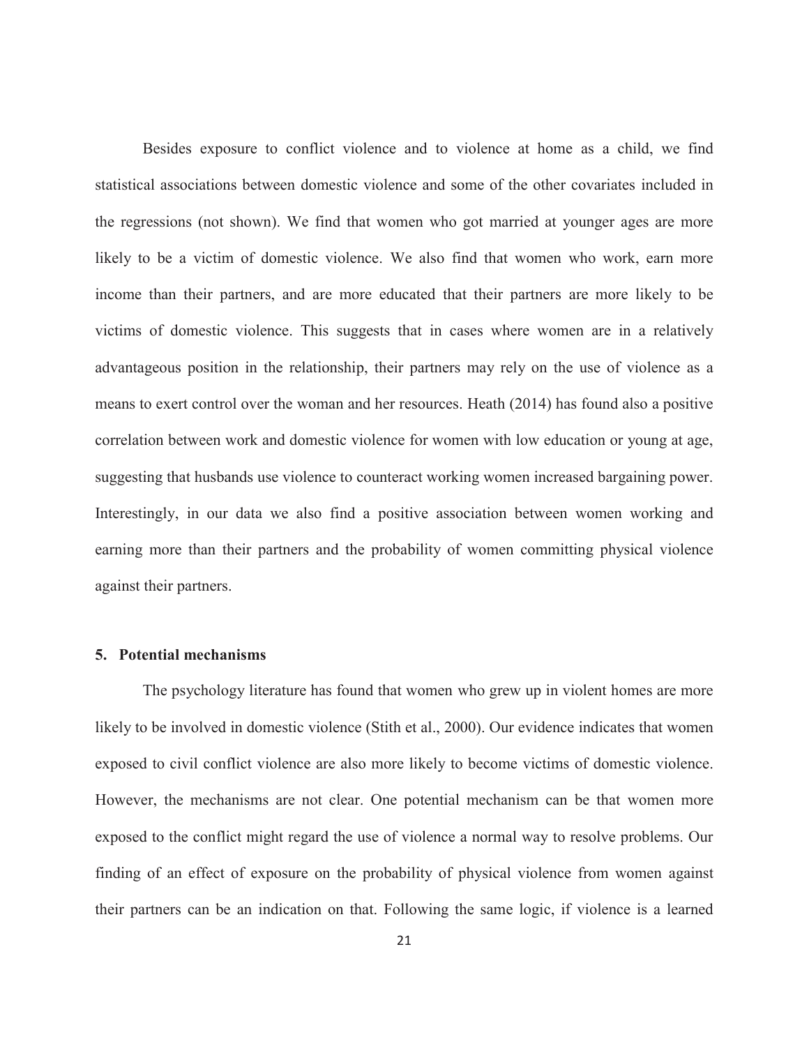Besides exposure to conflict violence and to violence at home as a child, we find statistical associations between domestic violence and some of the other covariates included in the regressions (not shown). We find that women who got married at younger ages are more likely to be a victim of domestic violence. We also find that women who work, earn more income than their partners, and are more educated that their partners are more likely to be victims of domestic violence. This suggests that in cases where women are in a relatively advantageous position in the relationship, their partners may rely on the use of violence as a means to exert control over the woman and her resources. Heath (2014) has found also a positive correlation between work and domestic violence for women with low education or young at age, suggesting that husbands use violence to counteract working women increased bargaining power. Interestingly, in our data we also find a positive association between women working and earning more than their partners and the probability of women committing physical violence against their partners.

## 5. Potential mechanisms

The psychology literature has found that women who grew up in violent homes are more likely to be involved in domestic violence (Stith et al., 2000). Our evidence indicates that women exposed to civil conflict violence are also more likely to become victims of domestic violence. However, the mechanisms are not clear. One potential mechanism can be that women more exposed to the conflict might regard the use of violence a normal way to resolve problems. Our finding of an effect of exposure on the probability of physical violence from women against their partners can be an indication on that. Following the same logic, if violence is a learned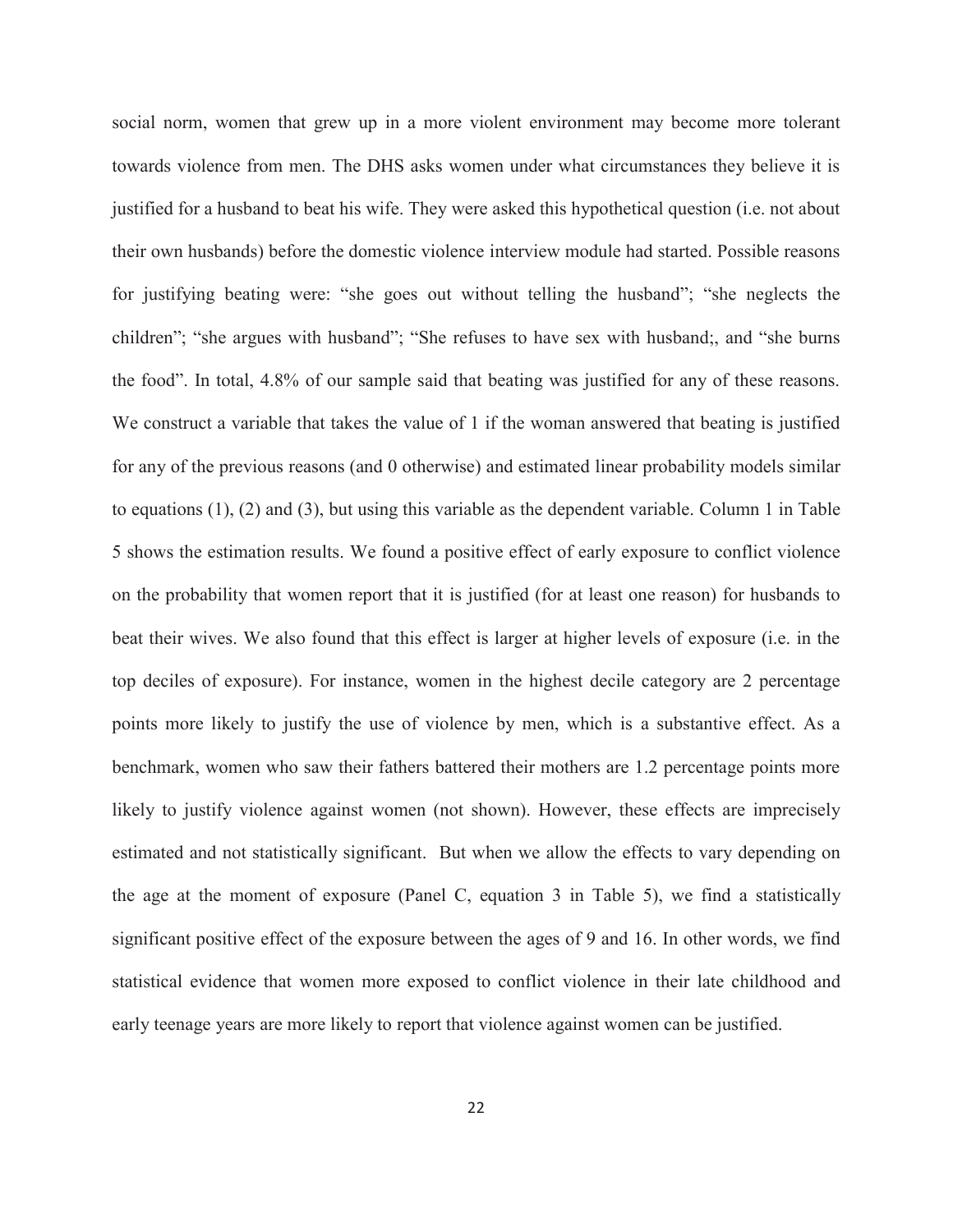social norm, women that grew up in a more violent environment may become more tolerant towards violence from men. The DHS asks women under what circumstances they believe it is justified for a husband to beat his wife. They were asked this hypothetical question (i.e. not about their own husbands) before the domestic violence interview module had started. Possible reasons for justifying beating were: "she goes out without telling the husband"; "she neglects the children"; "she argues with husband"; "She refuses to have sex with husband;, and "she burns the food". In total, 4.8% of our sample said that beating was justified for any of these reasons. We construct a variable that takes the value of 1 if the woman answered that beating is justified for any of the previous reasons (and 0 otherwise) and estimated linear probability models similar to equations (1), (2) and (3), but using this variable as the dependent variable. Column 1 in Table 5 shows the estimation results. We found a positive effect of early exposure to conflict violence on the probability that women report that it is justified (for at least one reason) for husbands to beat their wives. We also found that this effect is larger at higher levels of exposure (i.e. in the top deciles of exposure). For instance, women in the highest decile category are 2 percentage points more likely to justify the use of violence by men, which is a substantive effect. As a benchmark, women who saw their fathers battered their mothers are 1.2 percentage points more likely to justify violence against women (not shown). However, these effects are imprecisely estimated and not statistically significant. But when we allow the effects to vary depending on the age at the moment of exposure (Panel C, equation 3 in Table 5), we find a statistically significant positive effect of the exposure between the ages of 9 and 16. In other words, we find statistical evidence that women more exposed to conflict violence in their late childhood and early teenage years are more likely to report that violence against women can be justified.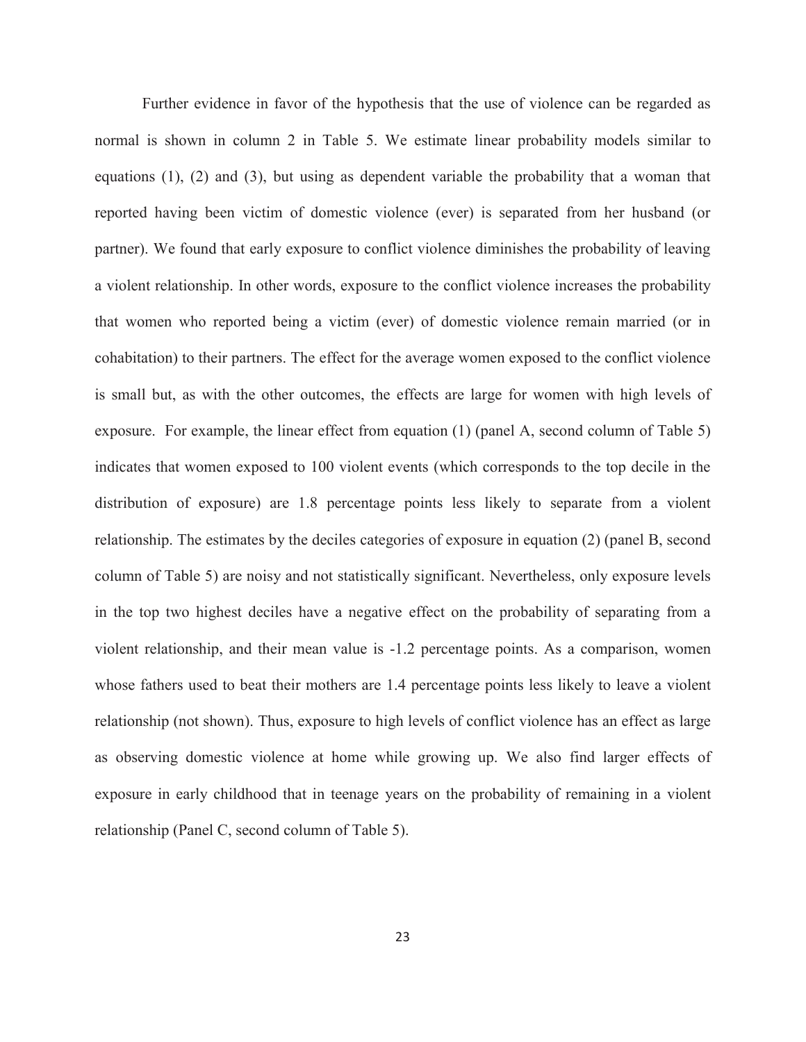Further evidence in favor of the hypothesis that the use of violence can be regarded as normal is shown in column 2 in Table 5. We estimate linear probability models similar to equations (1), (2) and (3), but using as dependent variable the probability that a woman that reported having been victim of domestic violence (ever) is separated from her husband (or partner). We found that early exposure to conflict violence diminishes the probability of leaving a violent relationship. In other words, exposure to the conflict violence increases the probability that women who reported being a victim (ever) of domestic violence remain married (or in cohabitation) to their partners. The effect for the average women exposed to the conflict violence is small but, as with the other outcomes, the effects are large for women with high levels of exposure. For example, the linear effect from equation (1) (panel A, second column of Table 5) indicates that women exposed to 100 violent events (which corresponds to the top decile in the distribution of exposure) are 1.8 percentage points less likely to separate from a violent relationship. The estimates by the deciles categories of exposure in equation (2) (panel B, second column of Table 5) are noisy and not statistically significant. Nevertheless, only exposure levels in the top two highest deciles have a negative effect on the probability of separating from a violent relationship, and their mean value is -1.2 percentage points. As a comparison, women whose fathers used to beat their mothers are 1.4 percentage points less likely to leave a violent relationship (not shown). Thus, exposure to high levels of conflict violence has an effect as large as observing domestic violence at home while growing up. We also find larger effects of exposure in early childhood that in teenage years on the probability of remaining in a violent relationship (Panel C, second column of Table 5).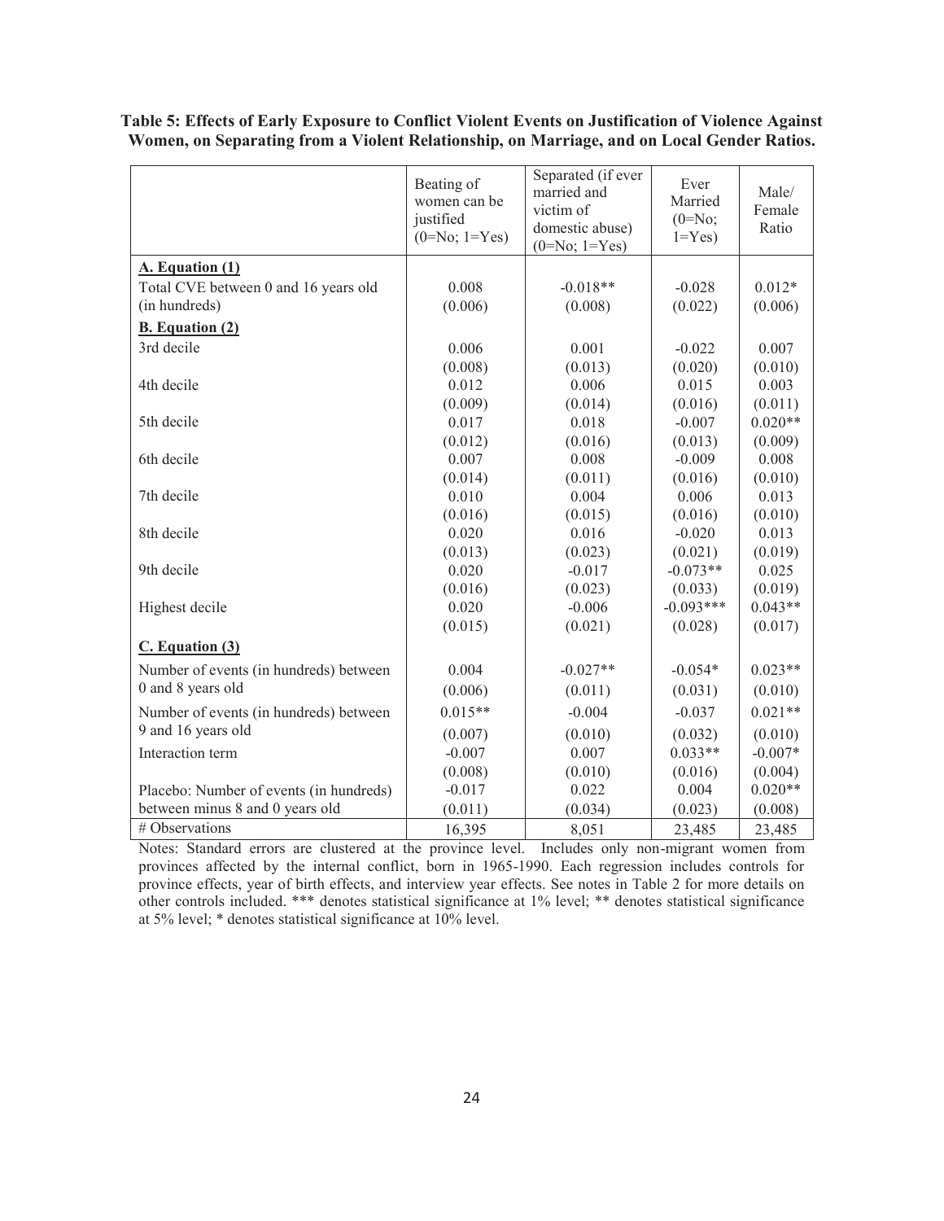**Table 5: Effects of Early Exposure to Conflict Violent Events on Justification of Violence Against Women, on Separating from a Violent Relationship, on Marriage, and on Local Gender Ratios.**

| | Beating of women can be justified (0=No; 1=Yes) | Separated (if ever married and victim of domestic abuse) (0=No; 1=Yes) | Ever Married (0=No; 1=Yes) | Male/ Female Ratio |
|---|---|---|---|---|
| **A. Equation (1)** | | | | |
| Total CVE between 0 and 16 years old (in hundreds) | 0.008 | -0.018** | -0.028 | 0.012* |
| | (0.006) | (0.008) | (0.022) | (0.006) |
| **B. Equation (2)** | | | | |
| 3rd decile | 0.006 | 0.001 | -0.022 | 0.007 |
| | (0.008) | (0.013) | (0.020) | (0.010) |
| 4th decile | 0.012 | 0.006 | 0.015 | 0.003 |
| | (0.009) | (0.014) | (0.016) | (0.011) |
| 5th decile | 0.017 | 0.018 | -0.007 | 0.020** |
| | (0.012) | (0.016) | (0.013) | (0.009) |
| 6th decile | 0.007 | 0.008 | -0.009 | 0.008 |
| | (0.014) | (0.011) | (0.016) | (0.010) |
| 7th decile | 0.010 | 0.004 | 0.006 | 0.013 |
| | (0.016) | (0.015) | (0.016) | (0.010) |
| 8th decile | 0.020 | 0.016 | -0.020 | 0.013 |
| | (0.013) | (0.023) | (0.021) | (0.019) |
| 9th decile | 0.020 | -0.017 | -0.073** | 0.025 |
| | (0.016) | (0.023) | (0.033) | (0.019) |
| Highest decile | 0.020 | -0.006 | -0.093*** | 0.043** |
| | (0.015) | (0.021) | (0.028) | (0.017) |
| **C. Equation (3)** | | | | |
| Number of events (in hundreds) between 0 and 8 years old | 0.004 | -0.027** | -0.054* | 0.023** |
| | (0.006) | (0.011) | (0.031) | (0.010) |
| Number of events (in hundreds) between 9 and 16 years old | 0.015** | -0.004 | -0.037 | 0.021** |
| | (0.007) | (0.010) | (0.032) | (0.010) |
| Interaction term | -0.007 | 0.007 | 0.033** | -0.007* |
| | (0.008) | (0.010) | (0.016) | (0.004) |
| Placebo: Number of events (in hundreds) between minus 8 and 0 years old | -0.017 | 0.022 | 0.004 | 0.020** |
| | (0.011) | (0.034) | (0.023) | (0.008) |
| # Observations | 16,395 | 8,051 | 23,485 | 23,485 |

Notes: Standard errors are clustered at the province level. Includes only non-migrant women from provinces affected by the internal conflict, born in 1965-1990. Each regression includes controls for province effects, year of birth effects, and interview year effects. See notes in Table 2 for more details on other controls included. *** denotes statistical significance at 1% level; ** denotes statistical significance at 5% level; * denotes statistical significance at 10% level.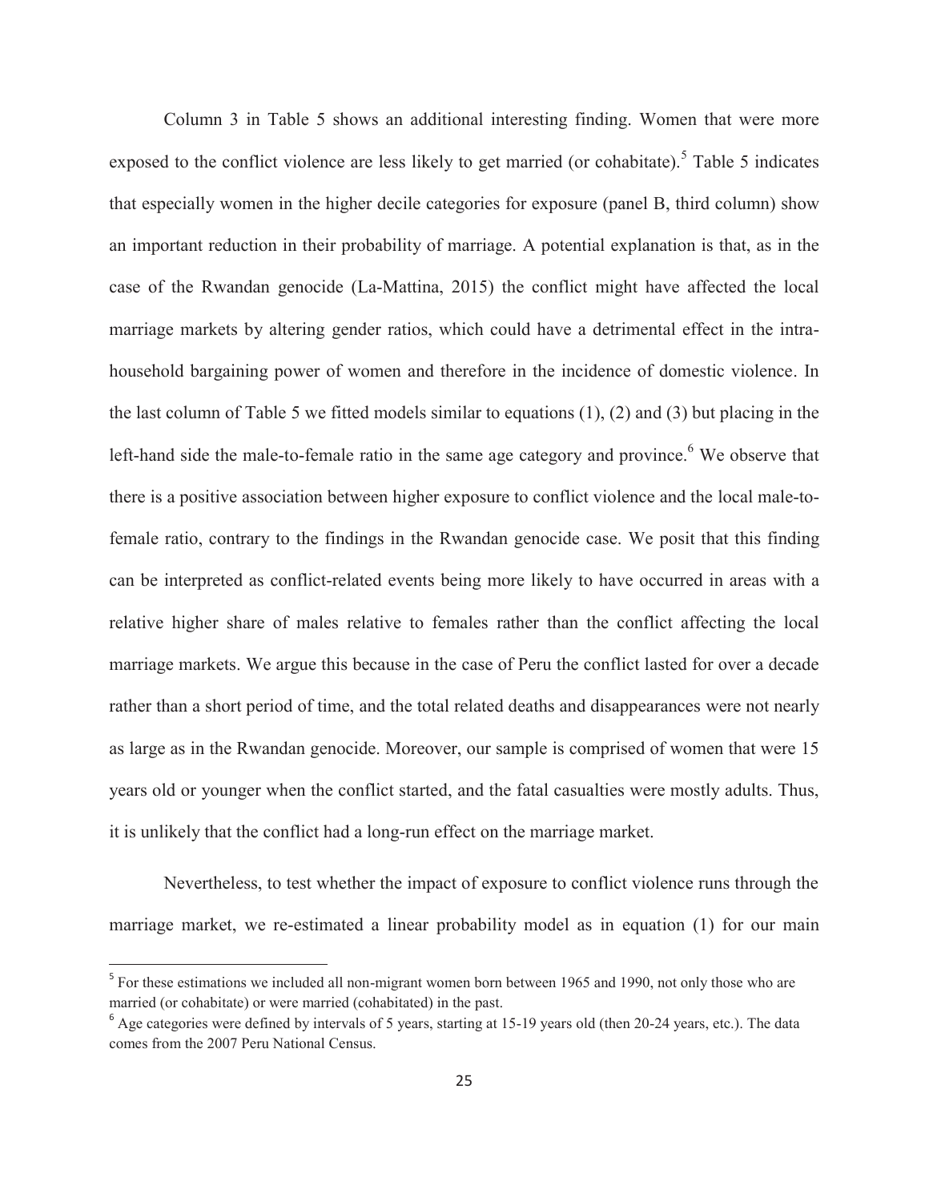Column 3 in Table 5 shows an additional interesting finding. Women that were more exposed to the conflict violence are less likely to get married (or cohabitate).[5] Table 5 indicates that especially women in the higher decile categories for exposure (panel B, third column) show an important reduction in their probability of marriage. A potential explanation is that, as in the case of the Rwandan genocide (La-Mattina, 2015) the conflict might have affected the local marriage markets by altering gender ratios, which could have a detrimental effect in the intra-household bargaining power of women and therefore in the incidence of domestic violence. In the last column of Table 5 we fitted models similar to equations (1), (2) and (3) but placing in the left-hand side the male-to-female ratio in the same age category and province.[6] We observe that there is a positive association between higher exposure to conflict violence and the local male-to-female ratio, contrary to the findings in the Rwandan genocide case. We posit that this finding can be interpreted as conflict-related events being more likely to have occurred in areas with a relative higher share of males relative to females rather than the conflict affecting the local marriage markets. We argue this because in the case of Peru the conflict lasted for over a decade rather than a short period of time, and the total related deaths and disappearances were not nearly as large as in the Rwandan genocide. Moreover, our sample is comprised of women that were 15 years old or younger when the conflict started, and the fatal casualties were mostly adults. Thus, it is unlikely that the conflict had a long-run effect on the marriage market.

Nevertheless, to test whether the impact of exposure to conflict violence runs through the marriage market, we re-estimated a linear probability model as in equation (1) for our main

[5] For these estimations we included all non-migrant women born between 1965 and 1990, not only those who are married (or cohabitate) or were married (cohabitated) in the past.

[6] Age categories were defined by intervals of 5 years, starting at 15-19 years old (then 20-24 years, etc.). The data comes from the 2007 Peru National Census.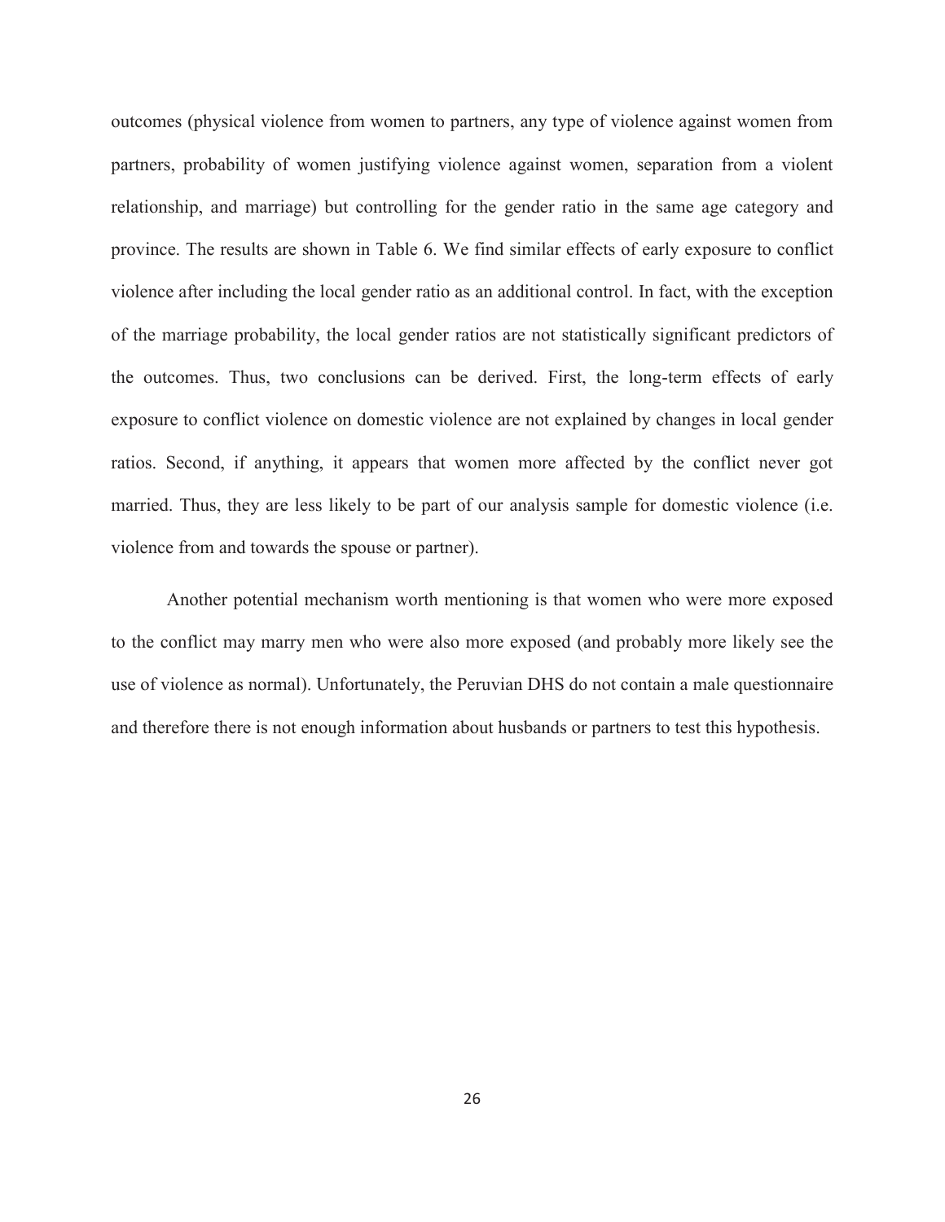outcomes (physical violence from women to partners, any type of violence against women from partners, probability of women justifying violence against women, separation from a violent relationship, and marriage) but controlling for the gender ratio in the same age category and province. The results are shown in Table 6. We find similar effects of early exposure to conflict violence after including the local gender ratio as an additional control. In fact, with the exception of the marriage probability, the local gender ratios are not statistically significant predictors of the outcomes. Thus, two conclusions can be derived. First, the long-term effects of early exposure to conflict violence on domestic violence are not explained by changes in local gender ratios. Second, if anything, it appears that women more affected by the conflict never got married. Thus, they are less likely to be part of our analysis sample for domestic violence (i.e. violence from and towards the spouse or partner).

Another potential mechanism worth mentioning is that women who were more exposed to the conflict may marry men who were also more exposed (and probably more likely see the use of violence as normal). Unfortunately, the Peruvian DHS do not contain a male questionnaire and therefore there is not enough information about husbands or partners to test this hypothesis.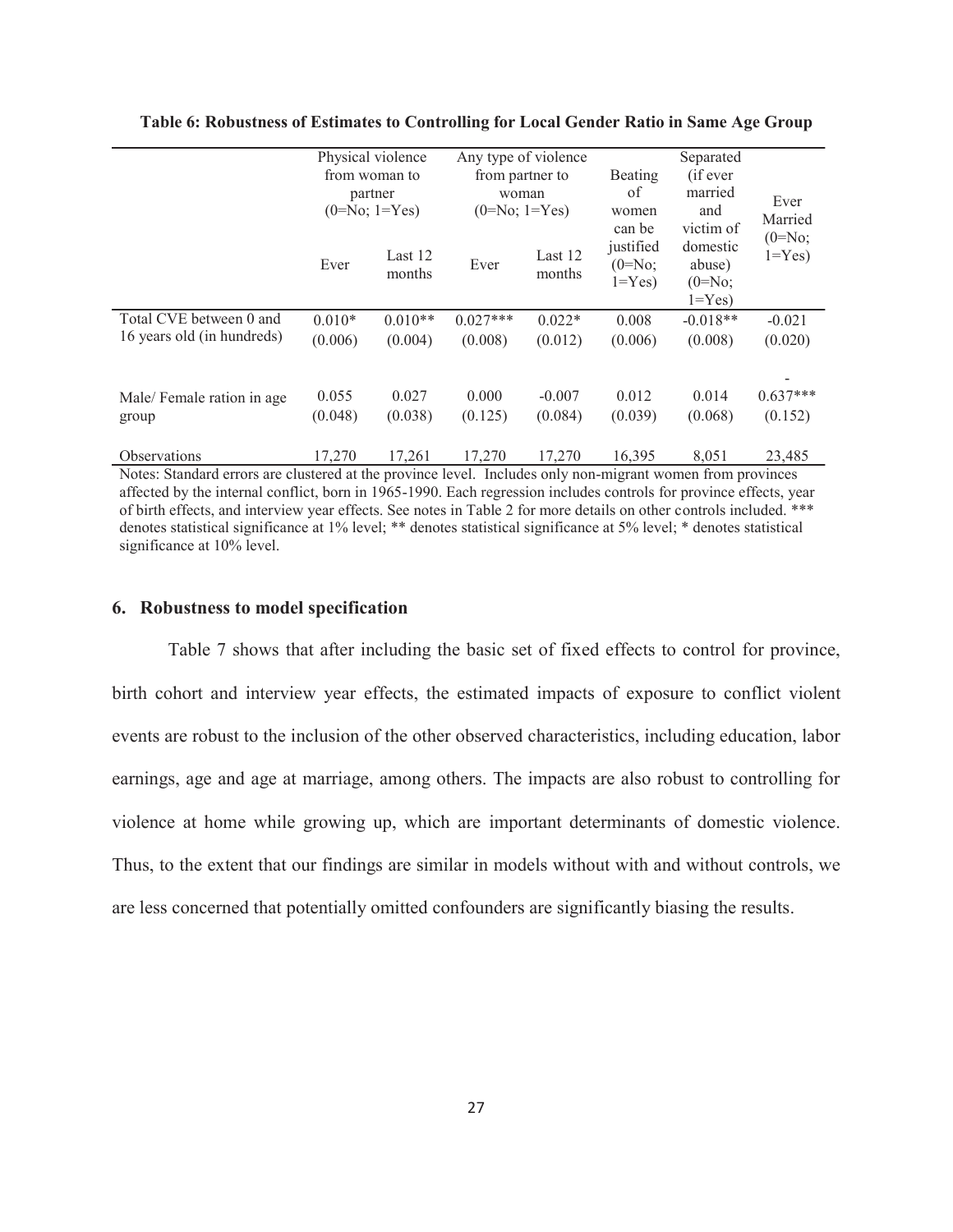**Table 6: Robustness of Estimates to Controlling for Local Gender Ratio in Same Age Group**

| | Physical violence from woman to partner (0=No; 1=Yes) | | Any type of violence from partner to woman (0=No; 1=Yes) | | Beating of women can be justified (0=No; 1=Yes) | Separated (if ever married and victim of domestic abuse) (0=No; 1=Yes) | Ever Married (0=No; 1=Yes) |
|---|---|---|---|---|---|---|---|
| | Ever | Last 12 months | Ever | Last 12 months | | | |
| Total CVE between 0 and 16 years old (in hundreds) | 0.010* | 0.010** | 0.027*** | 0.022* | 0.008 | -0.018** | -0.021 |
| | (0.006) | (0.004) | (0.008) | (0.012) | (0.006) | (0.008) | (0.020) |
| Male/ Female ration in age group | 0.055 | 0.027 | 0.000 | -0.007 | 0.012 | 0.014 | -0.637*** |
| | (0.048) | (0.038) | (0.125) | (0.084) | (0.039) | (0.068) | (0.152) |
| Observations | 17,270 | 17,261 | 17,270 | 17,270 | 16,395 | 8,051 | 23,485 |

Notes: Standard errors are clustered at the province level. Includes only non-migrant women from provinces affected by the internal conflict, born in 1965-1990. Each regression includes controls for province effects, year of birth effects, and interview year effects. See notes in Table 2 for more details on other controls included. *** denotes statistical significance at 1% level; ** denotes statistical significance at 5% level; * denotes statistical significance at 10% level.

## 6. Robustness to model specification

Table 7 shows that after including the basic set of fixed effects to control for province, birth cohort and interview year effects, the estimated impacts of exposure to conflict violent events are robust to the inclusion of the other observed characteristics, including education, labor earnings, age and age at marriage, among others. The impacts are also robust to controlling for violence at home while growing up, which are important determinants of domestic violence. Thus, to the extent that our findings are similar in models without with and without controls, we are less concerned that potentially omitted confounders are significantly biasing the results.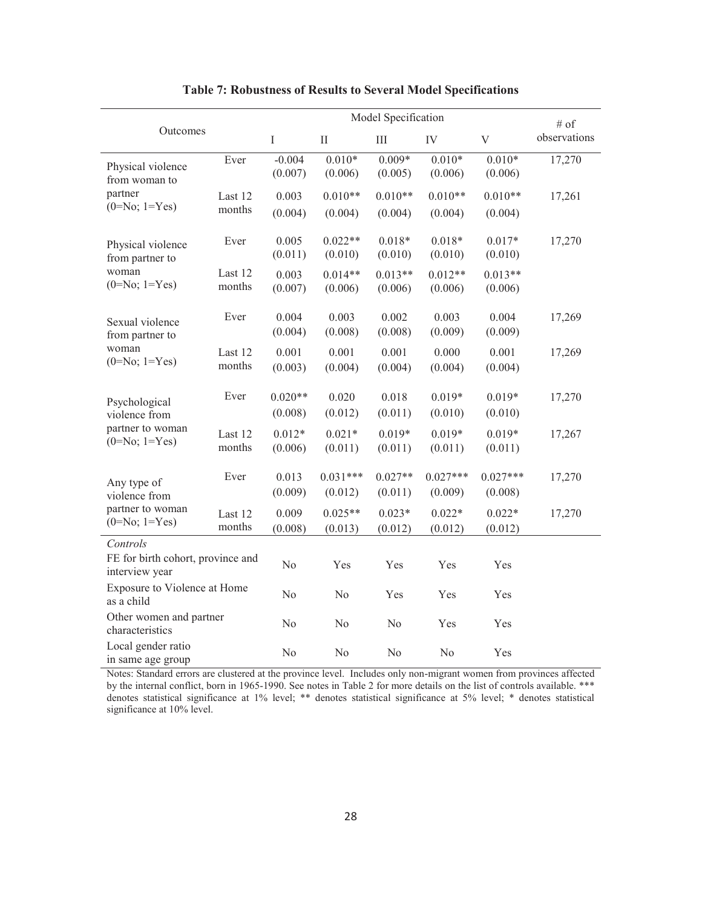**Table 7: Robustness of Results to Several Model Specifications**

| Outcomes | | Model Specification | | | | | # of observations |
|---|---|---|---|---|---|---|---|
| | | I | II | III | IV | V | |
| Physical violence from woman to partner (0=No; 1=Yes) | Ever | -0.004 (0.007) | 0.010* (0.006) | 0.009* (0.005) | 0.010* (0.006) | 0.010* (0.006) | 17,270 |
| | Last 12 months | 0.003 (0.004) | 0.010** (0.004) | 0.010** (0.004) | 0.010** (0.004) | 0.010** (0.004) | 17,261 |
| Physical violence from partner to woman (0=No; 1=Yes) | Ever | 0.005 (0.011) | 0.022** (0.010) | 0.018* (0.010) | 0.018* (0.010) | 0.017* (0.010) | 17,270 |
| | Last 12 months | 0.003 (0.007) | 0.014** (0.006) | 0.013** (0.006) | 0.012** (0.006) | 0.013** (0.006) | |
| Sexual violence from partner to woman (0=No; 1=Yes) | Ever | 0.004 (0.004) | 0.003 (0.008) | 0.002 (0.008) | 0.003 (0.009) | 0.004 (0.009) | 17,269 |
| | Last 12 months | 0.001 (0.003) | 0.001 (0.004) | 0.001 (0.004) | 0.000 (0.004) | 0.001 (0.004) | 17,269 |
| Psychological violence from partner to woman (0=No; 1=Yes) | Ever | 0.020** (0.008) | 0.020 (0.012) | 0.018 (0.011) | 0.019* (0.010) | 0.019* (0.010) | 17,270 |
| | Last 12 months | 0.012* (0.006) | 0.021* (0.011) | 0.019* (0.011) | 0.019* (0.011) | 0.019* (0.011) | 17,267 |
| Any type of violence from partner to woman (0=No; 1=Yes) | Ever | 0.013 (0.009) | 0.031*** (0.012) | 0.027** (0.011) | 0.027*** (0.009) | 0.027*** (0.008) | 17,270 |
| | Last 12 months | 0.009 (0.008) | 0.025** (0.013) | 0.023* (0.012) | 0.022* (0.012) | 0.022* (0.012) | 17,270 |
| *Controls* | | | | | | | |
| FE for birth cohort, province and interview year | | No | Yes | Yes | Yes | Yes | |
| Exposure to Violence at Home as a child | | No | No | Yes | Yes | Yes | |
| Other women and partner characteristics | | No | No | No | Yes | Yes | |
| Local gender ratio in same age group | | No | No | No | No | Yes | |

Notes: Standard errors are clustered at the province level. Includes only non-migrant women from provinces affected by the internal conflict, born in 1965-1990. See notes in Table 2 for more details on the list of controls available. *** denotes statistical significance at 1% level; ** denotes statistical significance at 5% level; * denotes statistical significance at 10% level.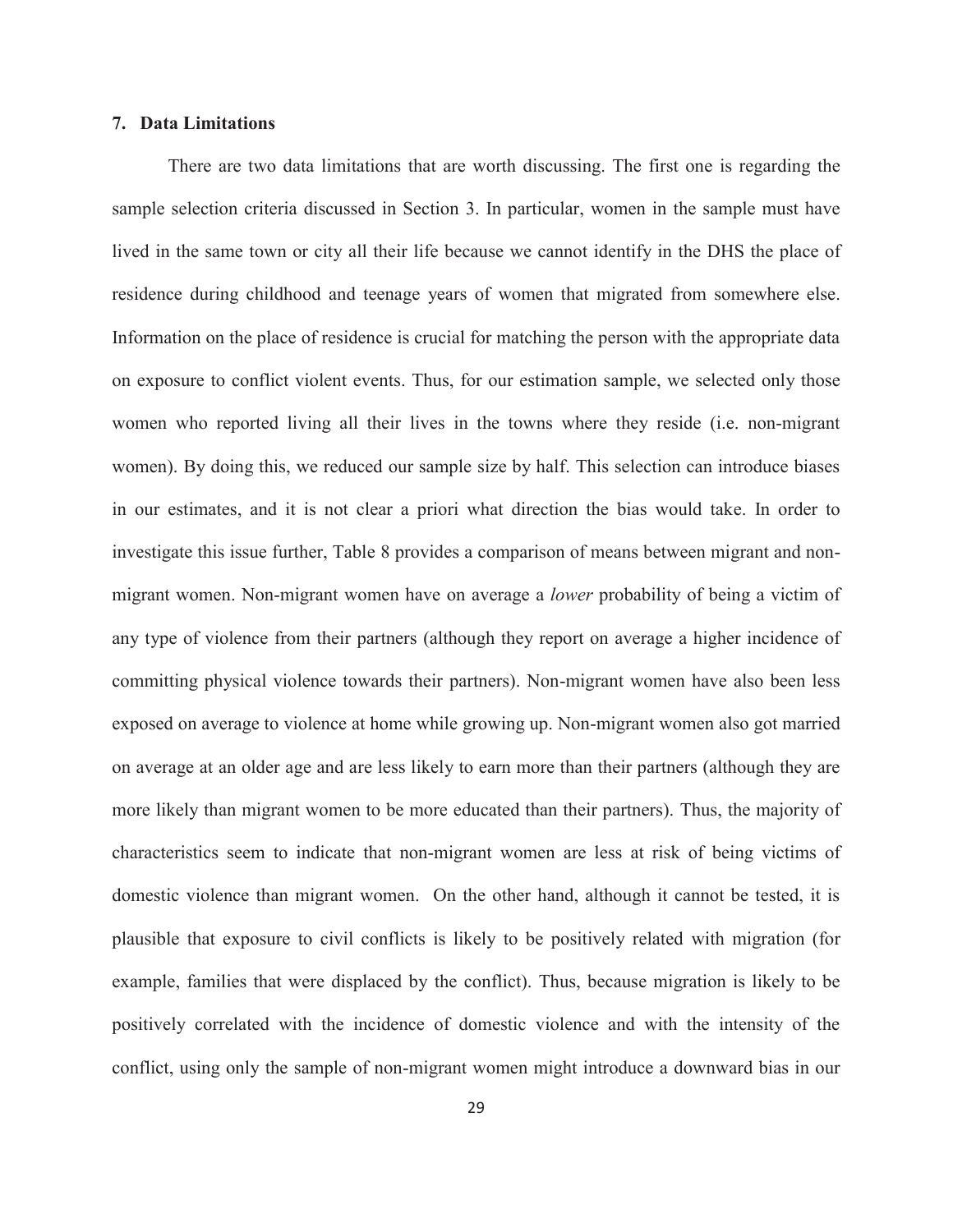## 7. Data Limitations

There are two data limitations that are worth discussing. The first one is regarding the sample selection criteria discussed in Section 3. In particular, women in the sample must have lived in the same town or city all their life because we cannot identify in the DHS the place of residence during childhood and teenage years of women that migrated from somewhere else. Information on the place of residence is crucial for matching the person with the appropriate data on exposure to conflict violent events. Thus, for our estimation sample, we selected only those women who reported living all their lives in the towns where they reside (i.e. non-migrant women). By doing this, we reduced our sample size by half. This selection can introduce biases in our estimates, and it is not clear a priori what direction the bias would take. In order to investigate this issue further, Table 8 provides a comparison of means between migrant and non-migrant women. Non-migrant women have on average a *lower* probability of being a victim of any type of violence from their partners (although they report on average a higher incidence of committing physical violence towards their partners). Non-migrant women have also been less exposed on average to violence at home while growing up. Non-migrant women also got married on average at an older age and are less likely to earn more than their partners (although they are more likely than migrant women to be more educated than their partners). Thus, the majority of characteristics seem to indicate that non-migrant women are less at risk of being victims of domestic violence than migrant women. On the other hand, although it cannot be tested, it is plausible that exposure to civil conflicts is likely to be positively related with migration (for example, families that were displaced by the conflict). Thus, because migration is likely to be positively correlated with the incidence of domestic violence and with the intensity of the conflict, using only the sample of non-migrant women might introduce a downward bias in our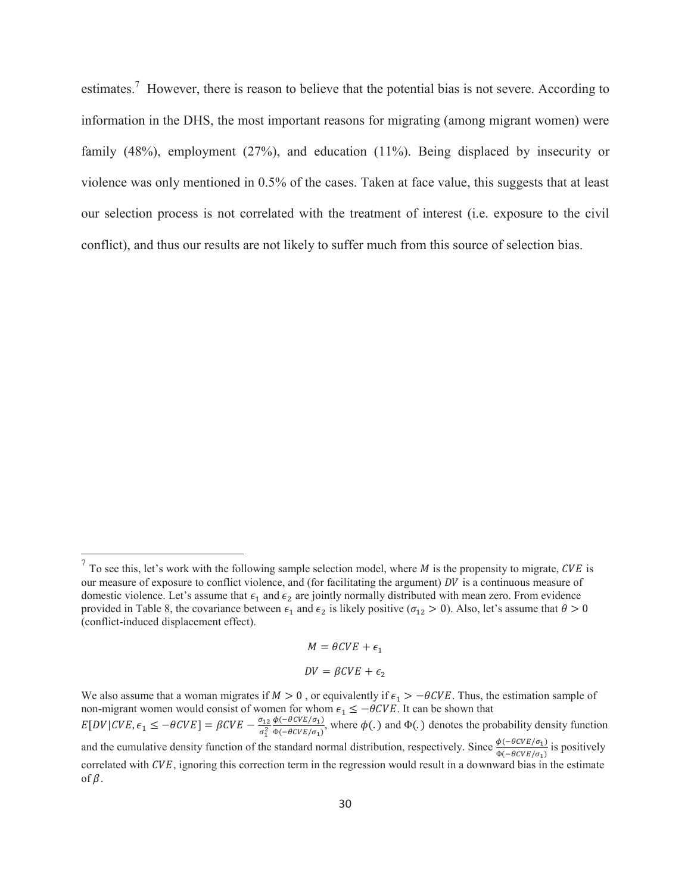estimates.[7] However, there is reason to believe that the potential bias is not severe. According to information in the DHS, the most important reasons for migrating (among migrant women) were family (48%), employment (27%), and education (11%). Being displaced by insecurity or violence was only mentioned in 0.5% of the cases. Taken at face value, this suggests that at least our selection process is not correlated with the treatment of interest (i.e. exposure to the civil conflict), and thus our results are not likely to suffer much from this source of selection bias.

---

[7] To see this, let's work with the following sample selection model, where $M$ is the propensity to migrate, $CVE$ is our measure of exposure to conflict violence, and (for facilitating the argument) $DV$ is a continuous measure of domestic violence. Let's assume that $\epsilon_1$ and $\epsilon_2$ are jointly normally distributed with mean zero. From evidence provided in Table 8, the covariance between $\epsilon_1$ and $\epsilon_2$ is likely positive ($\sigma_{12} > 0$). Also, let's assume that $\theta > 0$ (conflict-induced displacement effect).

$$M = \theta CVE + \epsilon_1$$

$$DV = \beta CVE + \epsilon_2$$

We also assume that a woman migrates if $M > 0$ , or equivalently if $\epsilon_1 > -\theta CVE$. Thus, the estimation sample of non-migrant women would consist of women for whom $\epsilon_1 \leq -\theta CVE$. It can be shown that $E[DV|CVE, \epsilon_1 \leq -\theta CVE] = \beta CVE - \frac{\sigma_{12}}{\sigma_1^2} \frac{\phi(-\theta CVE/\sigma_1)}{\Phi(-\theta CVE/\sigma_1)}$, where $\phi(.)$ and $\Phi(.)$ denotes the probability density function and the cumulative density function of the standard normal distribution, respectively. Since $\frac{\phi(-\theta CVE/\sigma_1)}{\Phi(-\theta CVE/\sigma_1)}$ is positively correlated with $CVE$, ignoring this correction term in the regression would result in a downward bias in the estimate of $\beta$.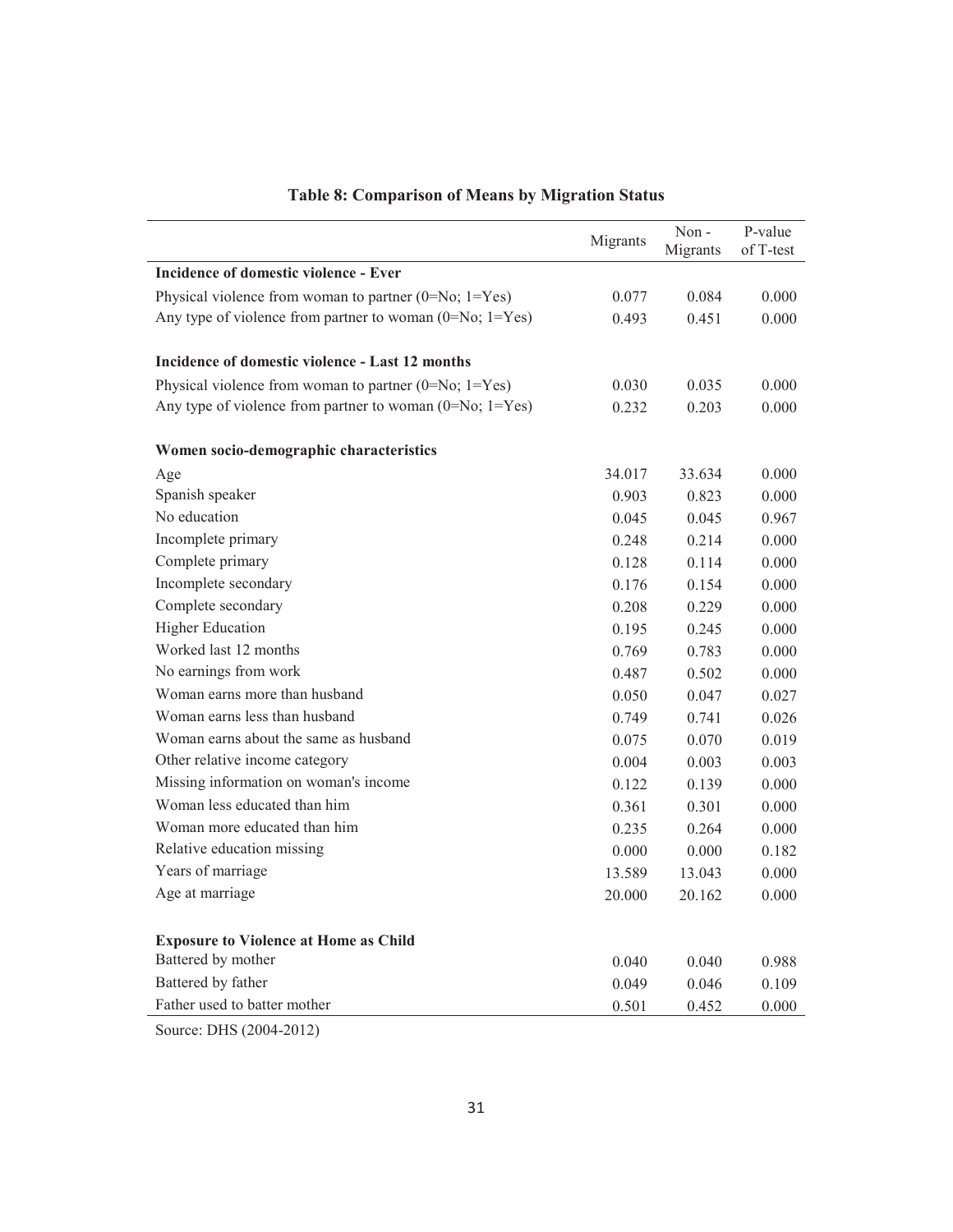**Table 8: Comparison of Means by Migration Status**

| | Migrants | Non - Migrants | P-value of T-test |
|---|---|---|---|
| **Incidence of domestic violence - Ever** | | | |
| Physical violence from woman to partner (0=No; 1=Yes) | 0.077 | 0.084 | 0.000 |
| Any type of violence from partner to woman (0=No; 1=Yes) | 0.493 | 0.451 | 0.000 |
| **Incidence of domestic violence - Last 12 months** | | | |
| Physical violence from woman to partner (0=No; 1=Yes) | 0.030 | 0.035 | 0.000 |
| Any type of violence from partner to woman (0=No; 1=Yes) | 0.232 | 0.203 | 0.000 |
| **Women socio-demographic characteristics** | | | |
| Age | 34.017 | 33.634 | 0.000 |
| Spanish speaker | 0.903 | 0.823 | 0.000 |
| No education | 0.045 | 0.045 | 0.967 |
| Incomplete primary | 0.248 | 0.214 | 0.000 |
| Complete primary | 0.128 | 0.114 | 0.000 |
| Incomplete secondary | 0.176 | 0.154 | 0.000 |
| Complete secondary | 0.208 | 0.229 | 0.000 |
| Higher Education | 0.195 | 0.245 | 0.000 |
| Worked last 12 months | 0.769 | 0.783 | 0.000 |
| No earnings from work | 0.487 | 0.502 | 0.000 |
| Woman earns more than husband | 0.050 | 0.047 | 0.027 |
| Woman earns less than husband | 0.749 | 0.741 | 0.026 |
| Woman earns about the same as husband | 0.075 | 0.070 | 0.019 |
| Other relative income category | 0.004 | 0.003 | 0.003 |
| Missing information on woman's income | 0.122 | 0.139 | 0.000 |
| Woman less educated than him | 0.361 | 0.301 | 0.000 |
| Woman more educated than him | 0.235 | 0.264 | 0.000 |
| Relative education missing | 0.000 | 0.000 | 0.182 |
| Years of marriage | 13.589 | 13.043 | 0.000 |
| Age at marriage | 20.000 | 20.162 | 0.000 |
| **Exposure to Violence at Home as Child** | | | |
| Battered by mother | 0.040 | 0.040 | 0.988 |
| Battered by father | 0.049 | 0.046 | 0.109 |
| Father used to batter mother | 0.501 | 0.452 | 0.000 |

Source: DHS (2004-2012)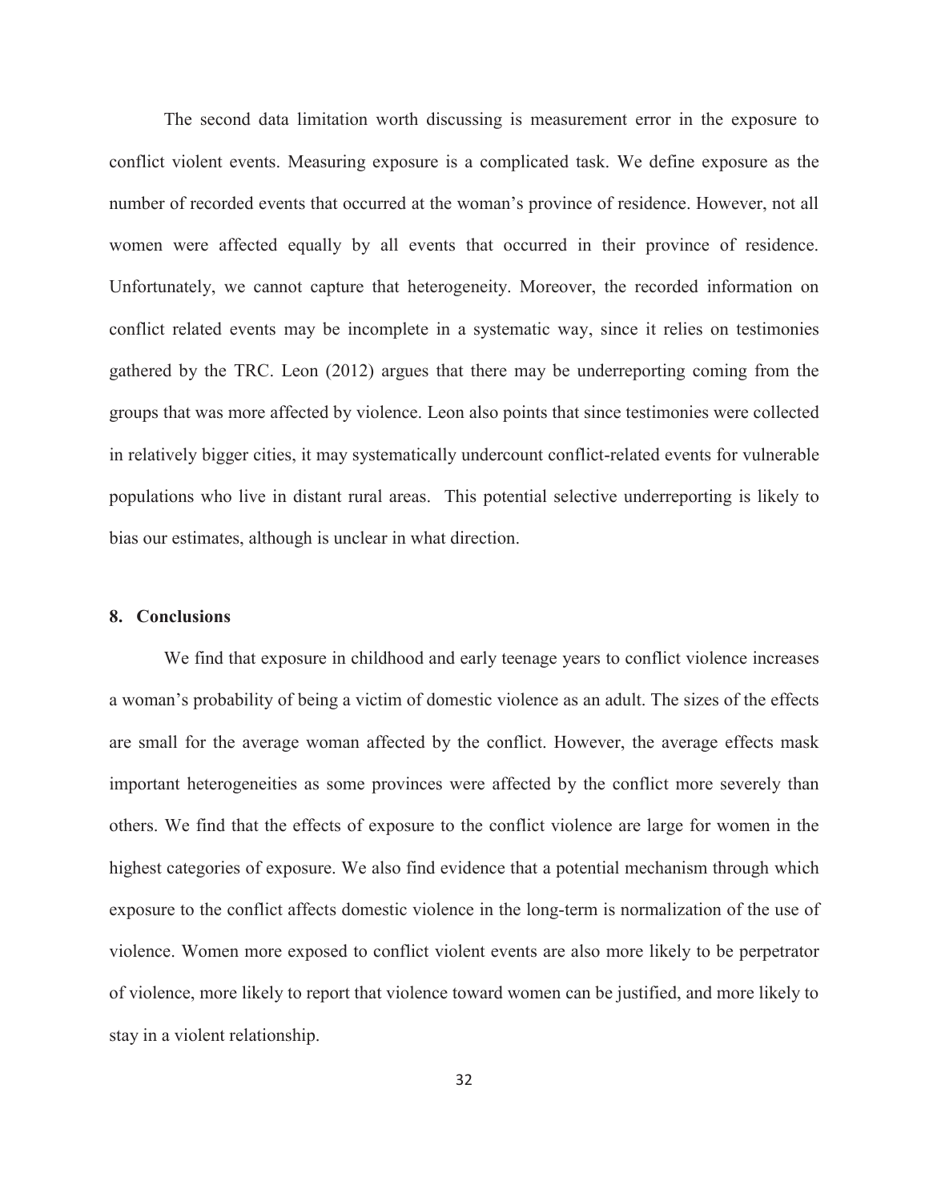The second data limitation worth discussing is measurement error in the exposure to conflict violent events. Measuring exposure is a complicated task. We define exposure as the number of recorded events that occurred at the woman's province of residence. However, not all women were affected equally by all events that occurred in their province of residence. Unfortunately, we cannot capture that heterogeneity. Moreover, the recorded information on conflict related events may be incomplete in a systematic way, since it relies on testimonies gathered by the TRC. Leon (2012) argues that there may be underreporting coming from the groups that was more affected by violence. Leon also points that since testimonies were collected in relatively bigger cities, it may systematically undercount conflict-related events for vulnerable populations who live in distant rural areas. This potential selective underreporting is likely to bias our estimates, although is unclear in what direction.

## 8. Conclusions

We find that exposure in childhood and early teenage years to conflict violence increases a woman's probability of being a victim of domestic violence as an adult. The sizes of the effects are small for the average woman affected by the conflict. However, the average effects mask important heterogeneities as some provinces were affected by the conflict more severely than others. We find that the effects of exposure to the conflict violence are large for women in the highest categories of exposure. We also find evidence that a potential mechanism through which exposure to the conflict affects domestic violence in the long-term is normalization of the use of violence. Women more exposed to conflict violent events are also more likely to be perpetrator of violence, more likely to report that violence toward women can be justified, and more likely to stay in a violent relationship.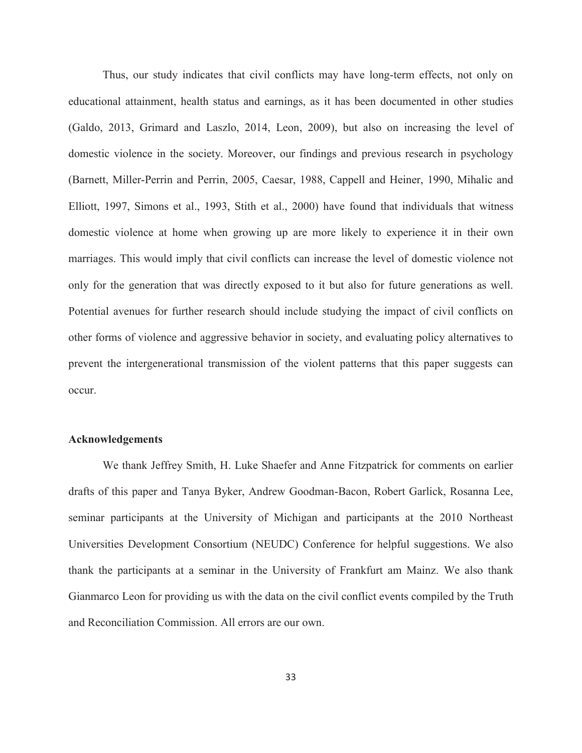Thus, our study indicates that civil conflicts may have long-term effects, not only on educational attainment, health status and earnings, as it has been documented in other studies (Galdo, 2013, Grimard and Laszlo, 2014, Leon, 2009), but also on increasing the level of domestic violence in the society. Moreover, our findings and previous research in psychology (Barnett, Miller-Perrin and Perrin, 2005, Caesar, 1988, Cappell and Heiner, 1990, Mihalic and Elliott, 1997, Simons et al., 1993, Stith et al., 2000) have found that individuals that witness domestic violence at home when growing up are more likely to experience it in their own marriages. This would imply that civil conflicts can increase the level of domestic violence not only for the generation that was directly exposed to it but also for future generations as well. Potential avenues for further research should include studying the impact of civil conflicts on other forms of violence and aggressive behavior in society, and evaluating policy alternatives to prevent the intergenerational transmission of the violent patterns that this paper suggests can occur.

**Acknowledgements**

We thank Jeffrey Smith, H. Luke Shaefer and Anne Fitzpatrick for comments on earlier drafts of this paper and Tanya Byker, Andrew Goodman-Bacon, Robert Garlick, Rosanna Lee, seminar participants at the University of Michigan and participants at the 2010 Northeast Universities Development Consortium (NEUDC) Conference for helpful suggestions. We also thank the participants at a seminar in the University of Frankfurt am Mainz. We also thank Gianmarco Leon for providing us with the data on the civil conflict events compiled by the Truth and Reconciliation Commission. All errors are our own.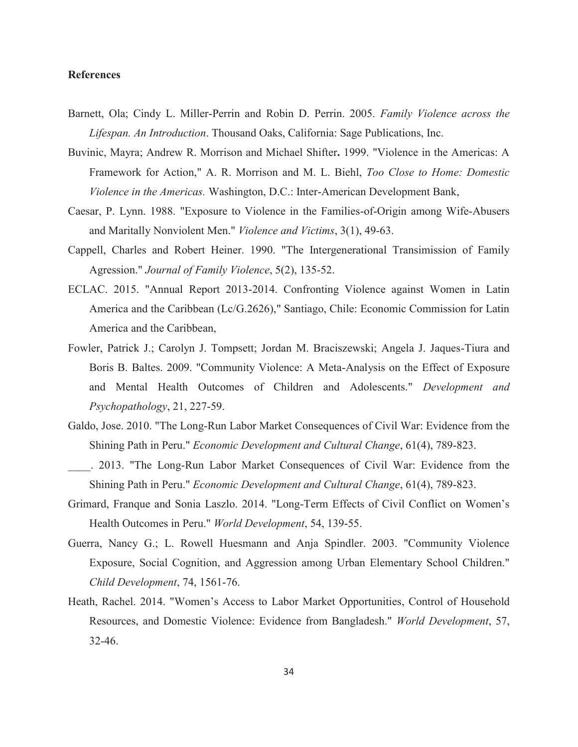**References**

Barnett, Ola; Cindy L. Miller-Perrin and Robin D. Perrin. 2005. *Family Violence across the Lifespan. An Introduction*. Thousand Oaks, California: Sage Publications, Inc.

Buvinic, Mayra; Andrew R. Morrison and Michael Shifter**.** 1999. "Violence in the Americas: A Framework for Action," A. R. Morrison and M. L. Biehl, *Too Close to Home: Domestic Violence in the Americas.* Washington, D.C.: Inter-American Development Bank,

Caesar, P. Lynn. 1988. "Exposure to Violence in the Families-of-Origin among Wife-Abusers and Maritally Nonviolent Men." *Violence and Victims*, 3(1), 49-63.

Cappell, Charles and Robert Heiner. 1990. "The Intergenerational Transimission of Family Agression." *Journal of Family Violence*, 5(2), 135-52.

ECLAC. 2015. "Annual Report 2013-2014. Confronting Violence against Women in Latin America and the Caribbean (Lc/G.2626)," Santiago, Chile: Economic Commission for Latin America and the Caribbean,

Fowler, Patrick J.; Carolyn J. Tompsett; Jordan M. Braciszewski; Angela J. Jaques-Tiura and Boris B. Baltes. 2009. "Community Violence: A Meta-Analysis on the Effect of Exposure and Mental Health Outcomes of Children and Adolescents." *Development and Psychopathology*, 21, 227-59.

Galdo, Jose. 2010. "The Long-Run Labor Market Consequences of Civil War: Evidence from the Shining Path in Peru." *Economic Development and Cultural Change*, 61(4), 789-823.

____. 2013. "The Long-Run Labor Market Consequences of Civil War: Evidence from the Shining Path in Peru." *Economic Development and Cultural Change*, 61(4), 789-823.

Grimard, Franque and Sonia Laszlo. 2014. "Long-Term Effects of Civil Conflict on Women's Health Outcomes in Peru." *World Development*, 54, 139-55.

Guerra, Nancy G.; L. Rowell Huesmann and Anja Spindler. 2003. "Community Violence Exposure, Social Cognition, and Aggression among Urban Elementary School Children." *Child Development*, 74, 1561-76.

Heath, Rachel. 2014. "Women's Access to Labor Market Opportunities, Control of Household Resources, and Domestic Violence: Evidence from Bangladesh." *World Development*, 57, 32-46.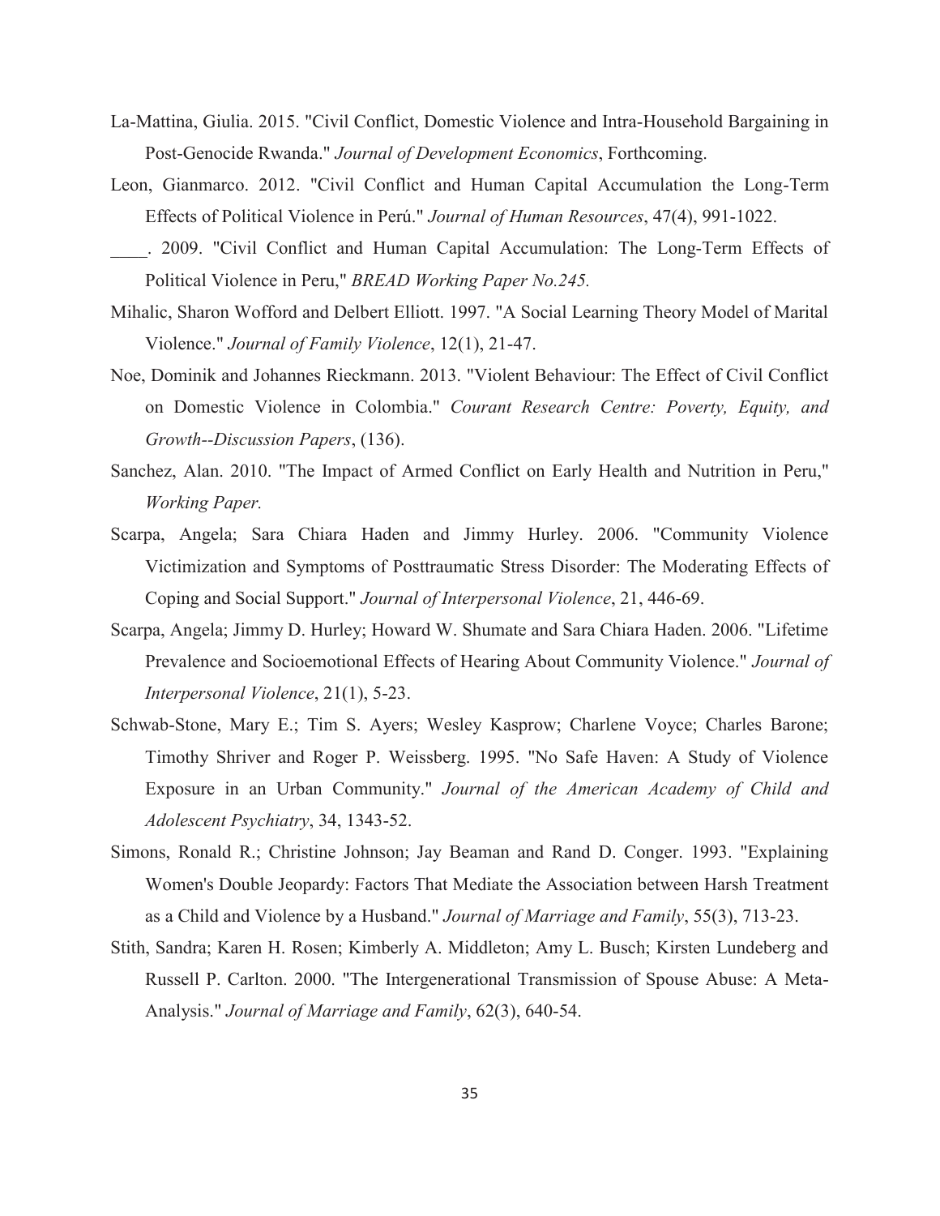La-Mattina, Giulia. 2015. "Civil Conflict, Domestic Violence and Intra-Household Bargaining in Post-Genocide Rwanda." *Journal of Development Economics*, Forthcoming.

Leon, Gianmarco. 2012. "Civil Conflict and Human Capital Accumulation the Long-Term Effects of Political Violence in Perú." *Journal of Human Resources*, 47(4), 991-1022.

____. 2009. "Civil Conflict and Human Capital Accumulation: The Long-Term Effects of Political Violence in Peru," *BREAD Working Paper No.245.*

Mihalic, Sharon Wofford and Delbert Elliott. 1997. "A Social Learning Theory Model of Marital Violence." *Journal of Family Violence*, 12(1), 21-47.

Noe, Dominik and Johannes Rieckmann. 2013. "Violent Behaviour: The Effect of Civil Conflict on Domestic Violence in Colombia." *Courant Research Centre: Poverty, Equity, and Growth--Discussion Papers*, (136).

Sanchez, Alan. 2010. "The Impact of Armed Conflict on Early Health and Nutrition in Peru," *Working Paper.*

Scarpa, Angela; Sara Chiara Haden and Jimmy Hurley. 2006. "Community Violence Victimization and Symptoms of Posttraumatic Stress Disorder: The Moderating Effects of Coping and Social Support." *Journal of Interpersonal Violence*, 21, 446-69.

Scarpa, Angela; Jimmy D. Hurley; Howard W. Shumate and Sara Chiara Haden. 2006. "Lifetime Prevalence and Socioemotional Effects of Hearing About Community Violence." *Journal of Interpersonal Violence*, 21(1), 5-23.

Schwab-Stone, Mary E.; Tim S. Ayers; Wesley Kasprow; Charlene Voyce; Charles Barone; Timothy Shriver and Roger P. Weissberg. 1995. "No Safe Haven: A Study of Violence Exposure in an Urban Community." *Journal of the American Academy of Child and Adolescent Psychiatry*, 34, 1343-52.

Simons, Ronald R.; Christine Johnson; Jay Beaman and Rand D. Conger. 1993. "Explaining Women's Double Jeopardy: Factors That Mediate the Association between Harsh Treatment as a Child and Violence by a Husband." *Journal of Marriage and Family*, 55(3), 713-23.

Stith, Sandra; Karen H. Rosen; Kimberly A. Middleton; Amy L. Busch; Kirsten Lundeberg and Russell P. Carlton. 2000. "The Intergenerational Transmission of Spouse Abuse: A Meta-Analysis." *Journal of Marriage and Family*, 62(3), 640-54.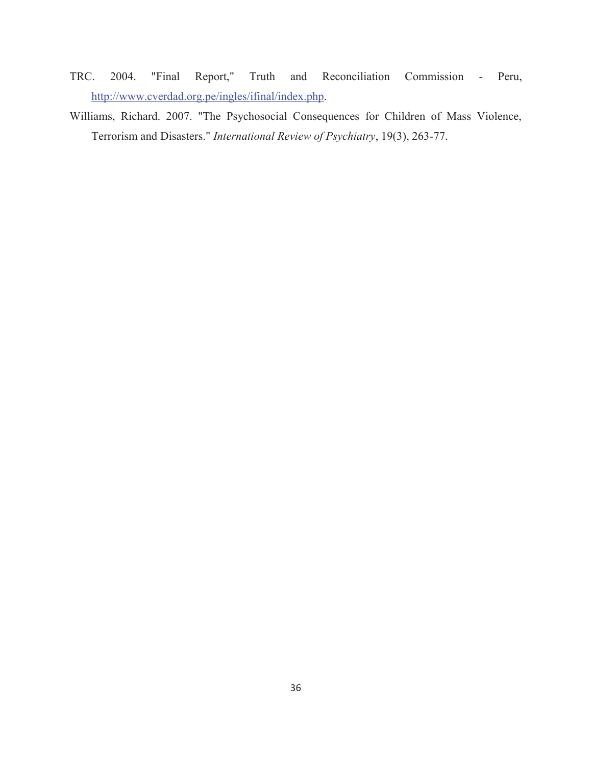TRC. 2004. "Final Report," Truth and Reconciliation Commission - Peru, http://www.cverdad.org.pe/ingles/ifinal/index.php.

Williams, Richard. 2007. "The Psychosocial Consequences for Children of Mass Violence, Terrorism and Disasters." *International Review of Psychiatry*, 19(3), 263-77.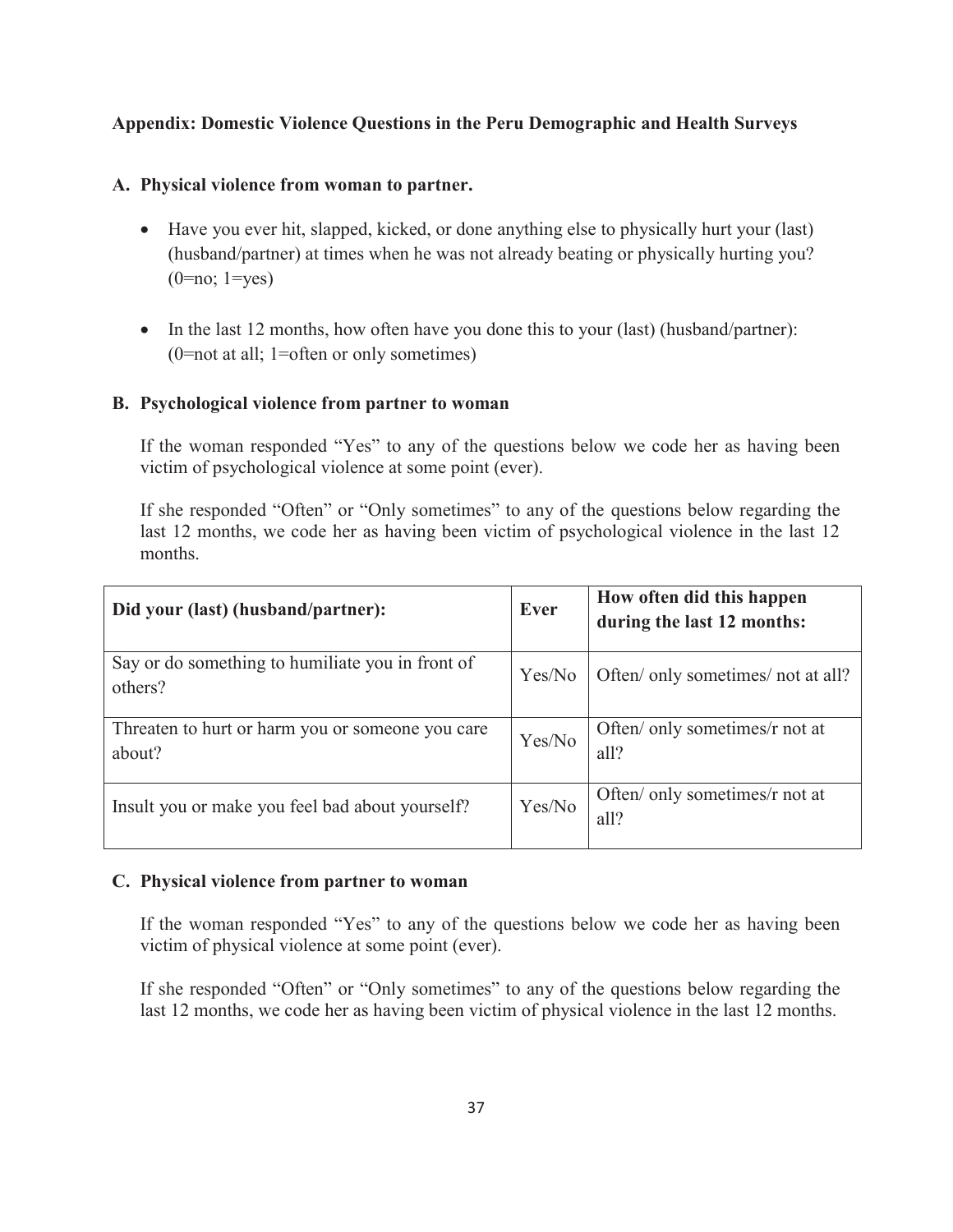## Appendix: Domestic Violence Questions in the Peru Demographic and Health Surveys

### A. Physical violence from woman to partner.

- Have you ever hit, slapped, kicked, or done anything else to physically hurt your (last) (husband/partner) at times when he was not already beating or physically hurting you? (0=no; 1=yes)
- In the last 12 months, how often have you done this to your (last) (husband/partner): (0=not at all; 1=often or only sometimes)

### B. Psychological violence from partner to woman

If the woman responded "Yes" to any of the questions below we code her as having been victim of psychological violence at some point (ever).

If she responded "Often" or "Only sometimes" to any of the questions below regarding the last 12 months, we code her as having been victim of psychological violence in the last 12 months.

| Did your (last) (husband/partner): | Ever | How often did this happen during the last 12 months: |
|---|---|---|
| Say or do something to humiliate you in front of others? | Yes/No | Often/ only sometimes/ not at all? |
| Threaten to hurt or harm you or someone you care about? | Yes/No | Often/ only sometimes/r not at all? |
| Insult you or make you feel bad about yourself? | Yes/No | Often/ only sometimes/r not at all? |

### C. Physical violence from partner to woman

If the woman responded "Yes" to any of the questions below we code her as having been victim of physical violence at some point (ever).

If she responded "Often" or "Only sometimes" to any of the questions below regarding the last 12 months, we code her as having been victim of physical violence in the last 12 months.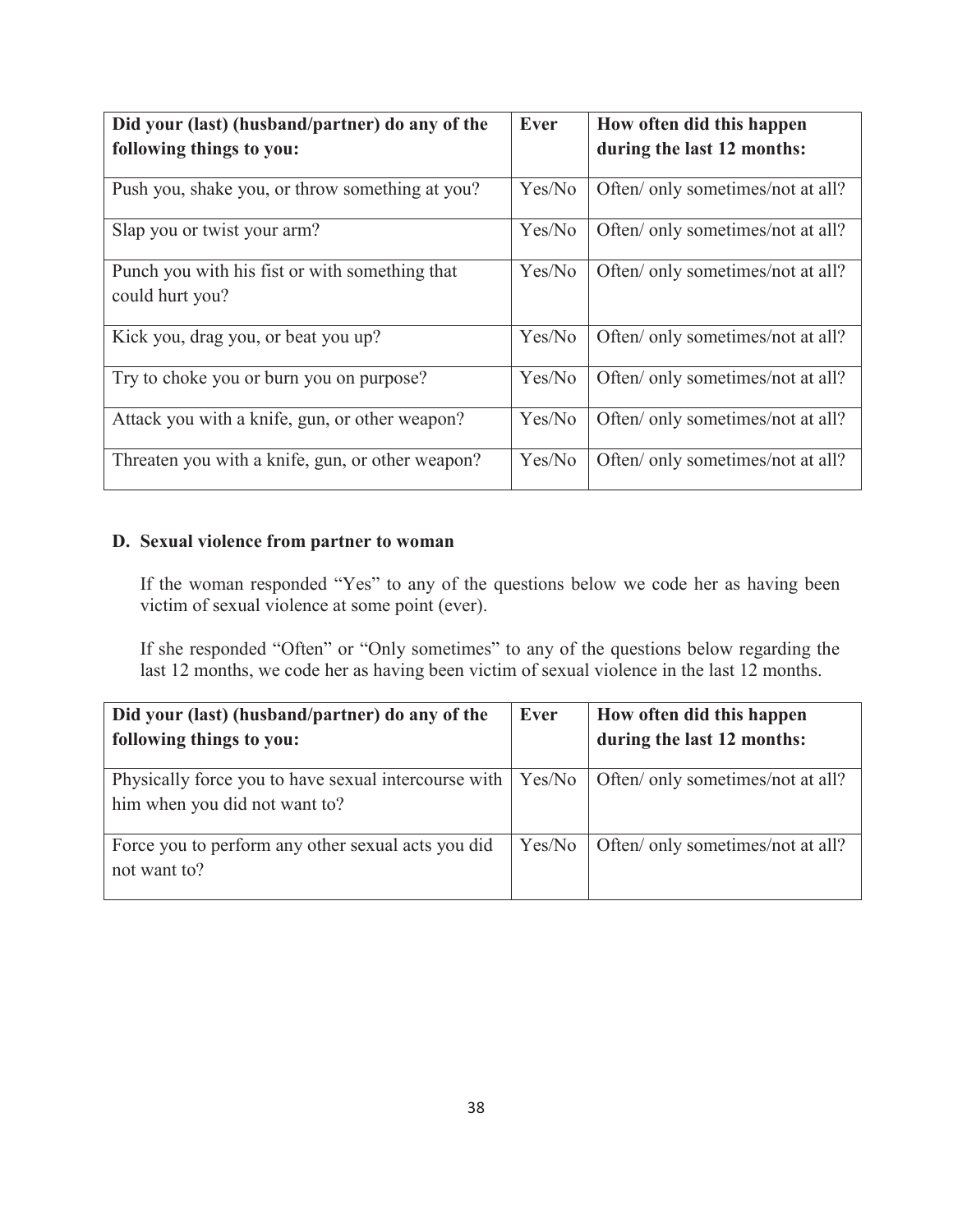| Did your (last) (husband/partner) do any of the following things to you: | Ever | How often did this happen during the last 12 months: |
|---|---|---|
| Push you, shake you, or throw something at you? | Yes/No | Often/ only sometimes/not at all? |
| Slap you or twist your arm? | Yes/No | Often/ only sometimes/not at all? |
| Punch you with his fist or with something that could hurt you? | Yes/No | Often/ only sometimes/not at all? |
| Kick you, drag you, or beat you up? | Yes/No | Often/ only sometimes/not at all? |
| Try to choke you or burn you on purpose? | Yes/No | Often/ only sometimes/not at all? |
| Attack you with a knife, gun, or other weapon? | Yes/No | Often/ only sometimes/not at all? |
| Threaten you with a knife, gun, or other weapon? | Yes/No | Often/ only sometimes/not at all? |

**D. Sexual violence from partner to woman**

If the woman responded "Yes" to any of the questions below we code her as having been victim of sexual violence at some point (ever).

If she responded "Often" or "Only sometimes" to any of the questions below regarding the last 12 months, we code her as having been victim of sexual violence in the last 12 months.

| Did your (last) (husband/partner) do any of the following things to you: | Ever | How often did this happen during the last 12 months: |
|---|---|---|
| Physically force you to have sexual intercourse with him when you did not want to? | Yes/No | Often/ only sometimes/not at all? |
| Force you to perform any other sexual acts you did not want to? | Yes/No | Often/ only sometimes/not at all? |